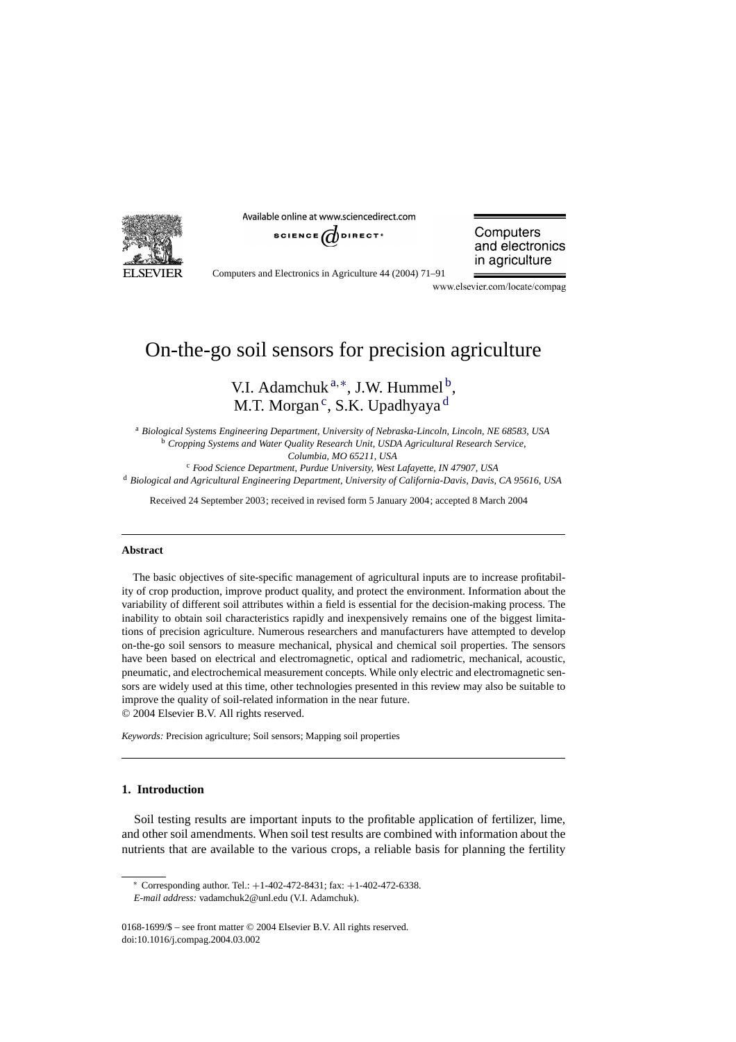# On-the-go soil sensors for precision agriculture

V.I. Adamchuk[a,*], J.W. Hummel[b], M.T. Morgan[c], S.K. Upadhyaya[d]

[a] *Biological Systems Engineering Department, University of Nebraska-Lincoln, Lincoln, NE 68583, USA*
[b] *Cropping Systems and Water Quality Research Unit, USDA Agricultural Research Service, Columbia, MO 65211, USA*
[c] *Food Science Department, Purdue University, West Lafayette, IN 47907, USA*
[d] *Biological and Agricultural Engineering Department, University of California-Davis, Davis, CA 95616, USA*

Received 24 September 2003; received in revised form 5 January 2004; accepted 8 March 2004

**Abstract**

The basic objectives of site-specific management of agricultural inputs are to increase profitability of crop production, improve product quality, and protect the environment. Information about the variability of different soil attributes within a field is essential for the decision-making process. The inability to obtain soil characteristics rapidly and inexpensively remains one of the biggest limitations of precision agriculture. Numerous researchers and manufacturers have attempted to develop on-the-go soil sensors to measure mechanical, physical and chemical soil properties. The sensors have been based on electrical and electromagnetic, optical and radiometric, mechanical, acoustic, pneumatic, and electrochemical measurement concepts. While only electric and electromagnetic sensors are widely used at this time, other technologies presented in this review may also be suitable to improve the quality of soil-related information in the near future.
© 2004 Elsevier B.V. All rights reserved.

*Keywords:* Precision agriculture; Soil sensors; Mapping soil properties

## 1. Introduction

Soil testing results are important inputs to the profitable application of fertilizer, lime, and other soil amendments. When soil test results are combined with information about the nutrients that are available to the various crops, a reliable basis for planning the fertility

* Corresponding author. Tel.: +1-402-472-8431; fax: +1-402-472-6338.
*E-mail address:* vadamchuk2@unl.edu (V.I. Adamchuk).

0168-1699/$ – see front matter © 2004 Elsevier B.V. All rights reserved.
doi:10.1016/j.compag.2004.03.002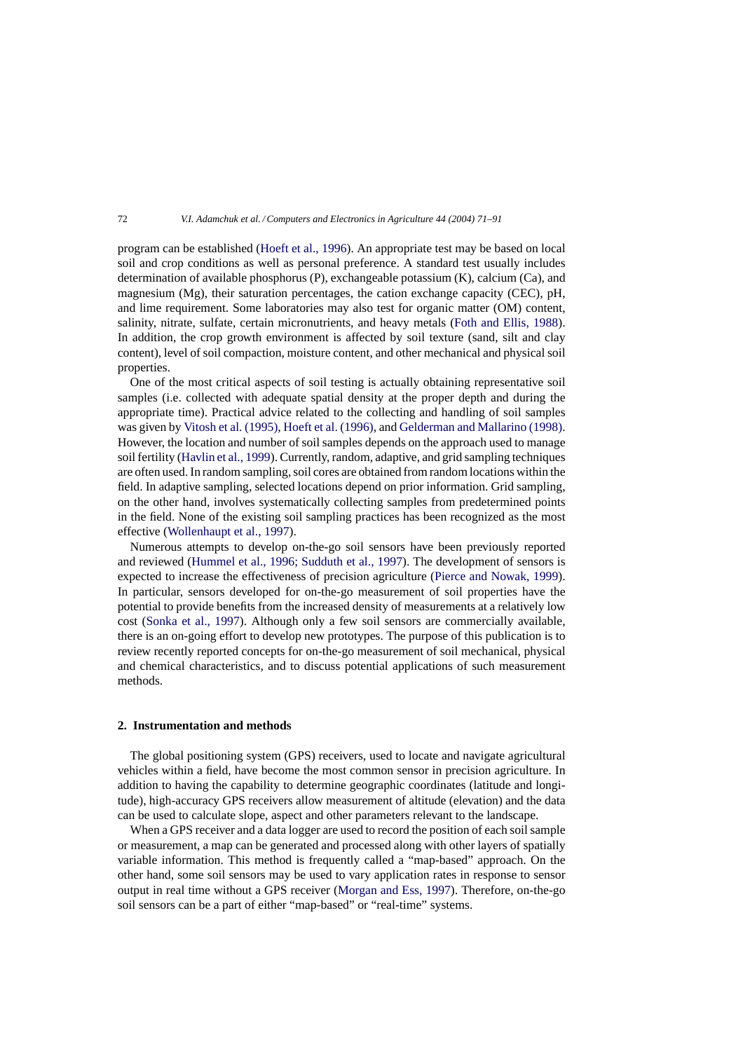program can be established (Hoeft et al., 1996). An appropriate test may be based on local soil and crop conditions as well as personal preference. A standard test usually includes determination of available phosphorus (P), exchangeable potassium (K), calcium (Ca), and magnesium (Mg), their saturation percentages, the cation exchange capacity (CEC), pH, and lime requirement. Some laboratories may also test for organic matter (OM) content, salinity, nitrate, sulfate, certain micronutrients, and heavy metals (Foth and Ellis, 1988). In addition, the crop growth environment is affected by soil texture (sand, silt and clay content), level of soil compaction, moisture content, and other mechanical and physical soil properties.

One of the most critical aspects of soil testing is actually obtaining representative soil samples (i.e. collected with adequate spatial density at the proper depth and during the appropriate time). Practical advice related to the collecting and handling of soil samples was given by Vitosh et al. (1995), Hoeft et al. (1996), and Gelderman and Mallarino (1998). However, the location and number of soil samples depends on the approach used to manage soil fertility (Havlin et al., 1999). Currently, random, adaptive, and grid sampling techniques are often used. In random sampling, soil cores are obtained from random locations within the field. In adaptive sampling, selected locations depend on prior information. Grid sampling, on the other hand, involves systematically collecting samples from predetermined points in the field. None of the existing soil sampling practices has been recognized as the most effective (Wollenhaupt et al., 1997).

Numerous attempts to develop on-the-go soil sensors have been previously reported and reviewed (Hummel et al., 1996; Sudduth et al., 1997). The development of sensors is expected to increase the effectiveness of precision agriculture (Pierce and Nowak, 1999). In particular, sensors developed for on-the-go measurement of soil properties have the potential to provide benefits from the increased density of measurements at a relatively low cost (Sonka et al., 1997). Although only a few soil sensors are commercially available, there is an on-going effort to develop new prototypes. The purpose of this publication is to review recently reported concepts for on-the-go measurement of soil mechanical, physical and chemical characteristics, and to discuss potential applications of such measurement methods.

## 2. Instrumentation and methods

The global positioning system (GPS) receivers, used to locate and navigate agricultural vehicles within a field, have become the most common sensor in precision agriculture. In addition to having the capability to determine geographic coordinates (latitude and longitude), high-accuracy GPS receivers allow measurement of altitude (elevation) and the data can be used to calculate slope, aspect and other parameters relevant to the landscape.

When a GPS receiver and a data logger are used to record the position of each soil sample or measurement, a map can be generated and processed along with other layers of spatially variable information. This method is frequently called a "map-based" approach. On the other hand, some soil sensors may be used to vary application rates in response to sensor output in real time without a GPS receiver (Morgan and Ess, 1997). Therefore, on-the-go soil sensors can be a part of either "map-based" or "real-time" systems.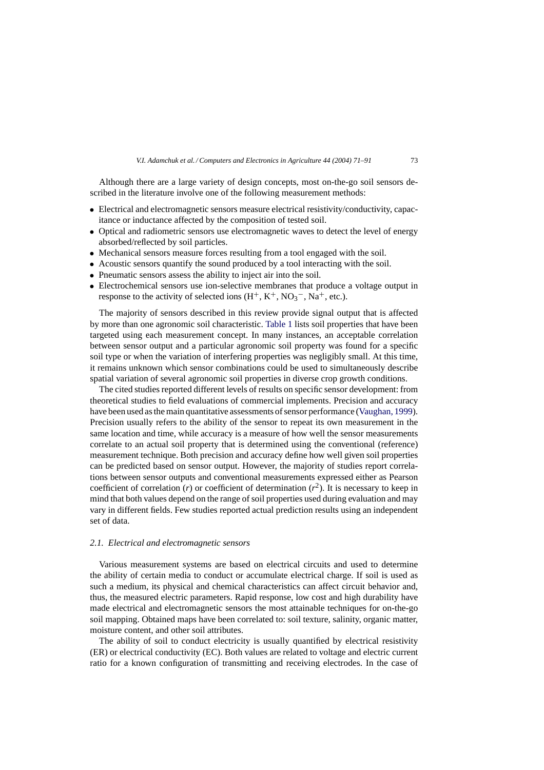Although there are a large variety of design concepts, most on-the-go soil sensors described in the literature involve one of the following measurement methods:

- Electrical and electromagnetic sensors measure electrical resistivity/conductivity, capacitance or inductance affected by the composition of tested soil.
- Optical and radiometric sensors use electromagnetic waves to detect the level of energy absorbed/reflected by soil particles.
- Mechanical sensors measure forces resulting from a tool engaged with the soil.
- Acoustic sensors quantify the sound produced by a tool interacting with the soil.
- Pneumatic sensors assess the ability to inject air into the soil.
- Electrochemical sensors use ion-selective membranes that produce a voltage output in response to the activity of selected ions ($H^+$, $K^+$, $NO_3^-$, $Na^+$, etc.).

The majority of sensors described in this review provide signal output that is affected by more than one agronomic soil characteristic. Table 1 lists soil properties that have been targeted using each measurement concept. In many instances, an acceptable correlation between sensor output and a particular agronomic soil property was found for a specific soil type or when the variation of interfering properties was negligibly small. At this time, it remains unknown which sensor combinations could be used to simultaneously describe spatial variation of several agronomic soil properties in diverse crop growth conditions.

The cited studies reported different levels of results on specific sensor development: from theoretical studies to field evaluations of commercial implements. Precision and accuracy have been used as the main quantitative assessments of sensor performance (Vaughan, 1999). Precision usually refers to the ability of the sensor to repeat its own measurement in the same location and time, while accuracy is a measure of how well the sensor measurements correlate to an actual soil property that is determined using the conventional (reference) measurement technique. Both precision and accuracy define how well given soil properties can be predicted based on sensor output. However, the majority of studies report correlations between sensor outputs and conventional measurements expressed either as Pearson coefficient of correlation ($r$) or coefficient of determination ($r^2$). It is necessary to keep in mind that both values depend on the range of soil properties used during evaluation and may vary in different fields. Few studies reported actual prediction results using an independent set of data.

### 2.1. Electrical and electromagnetic sensors

Various measurement systems are based on electrical circuits and used to determine the ability of certain media to conduct or accumulate electrical charge. If soil is used as such a medium, its physical and chemical characteristics can affect circuit behavior and, thus, the measured electric parameters. Rapid response, low cost and high durability have made electrical and electromagnetic sensors the most attainable techniques for on-the-go soil mapping. Obtained maps have been correlated to: soil texture, salinity, organic matter, moisture content, and other soil attributes.

The ability of soil to conduct electricity is usually quantified by electrical resistivity (ER) or electrical conductivity (EC). Both values are related to voltage and electric current ratio for a known configuration of transmitting and receiving electrodes. In the case of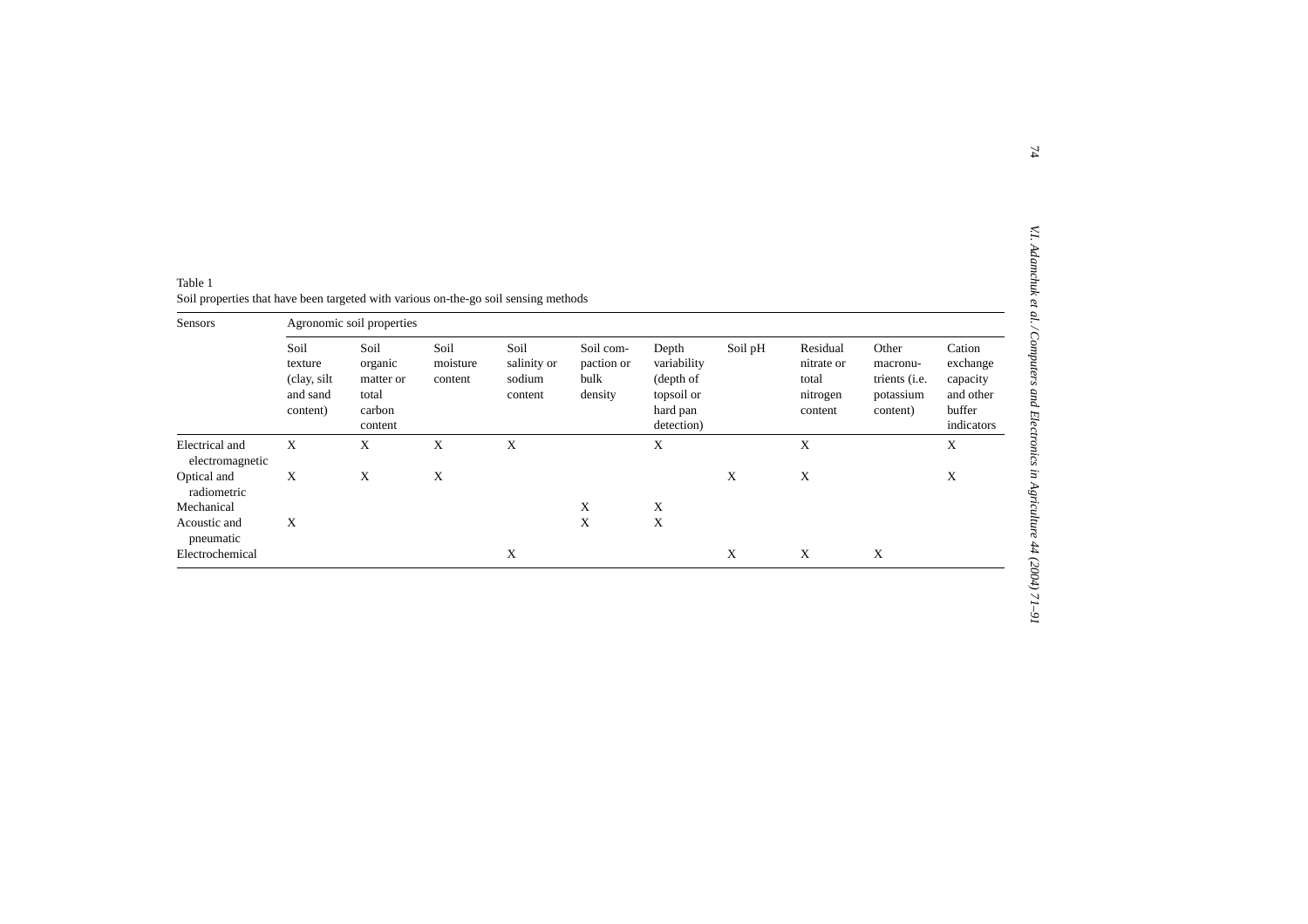Table 1
Soil properties that have been targeted with various on-the-go soil sensing methods

| Sensors | Agronomic soil properties | | | | | | | | | |
|---|---|---|---|---|---|---|---|---|---|---|
| | Soil texture (clay, silt and sand content) | Soil organic matter or total carbon content | Soil moisture content | Soil salinity or sodium content | Soil compaction or bulk density | Depth variability (depth of topsoil or hard pan detection) | Soil pH | Residual nitrate or total nitrogen content | Other macronutrients (i.e. potassium content) | Cation exchange capacity and other buffer indicators |
| Electrical and electromagnetic | X | X | X | X | | X | | X | | X |
| Optical and radiometric | X | X | X | | | | X | X | | X |
| Mechanical | | | | | X | X | | | | |
| Acoustic and pneumatic | X | | | | X | X | | | | |
| Electrochemical | | | | X | | | X | X | X | |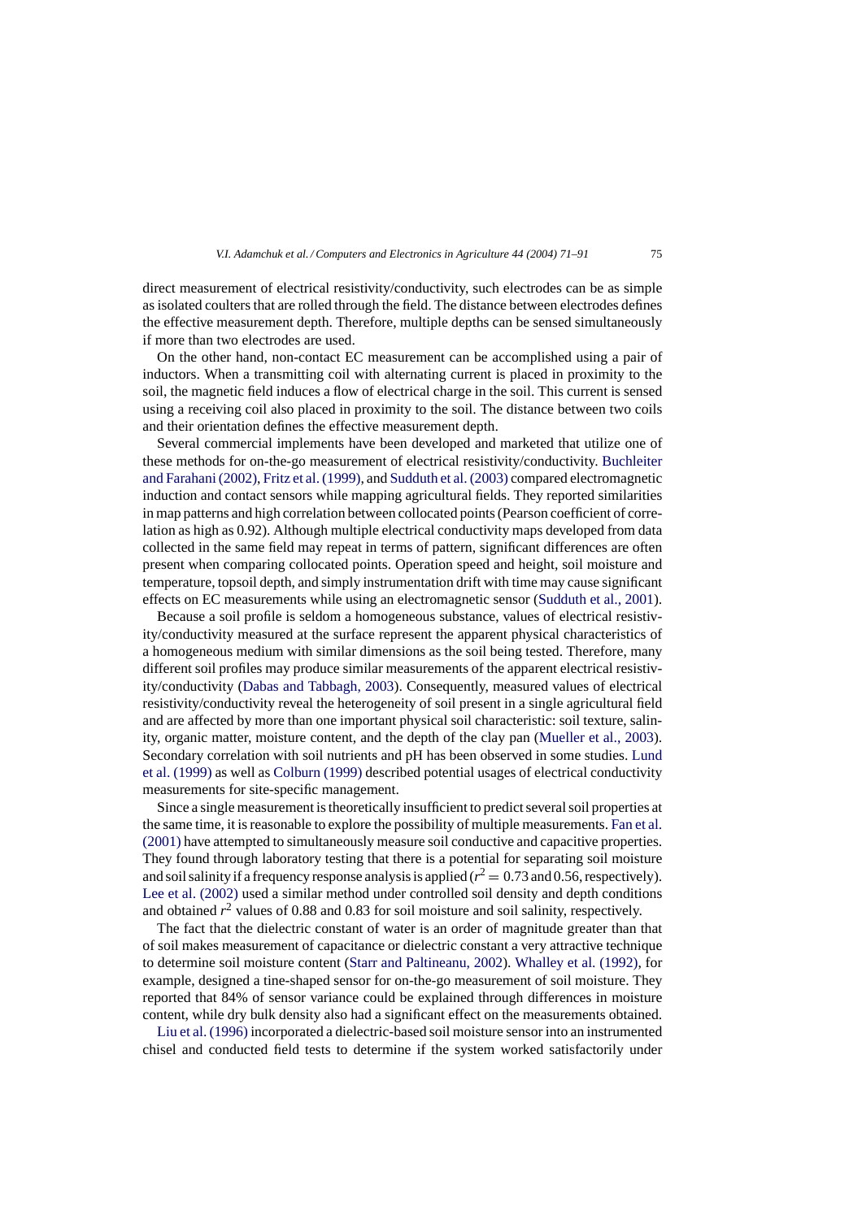direct measurement of electrical resistivity/conductivity, such electrodes can be as simple as isolated coulters that are rolled through the field. The distance between electrodes defines the effective measurement depth. Therefore, multiple depths can be sensed simultaneously if more than two electrodes are used.

On the other hand, non-contact EC measurement can be accomplished using a pair of inductors. When a transmitting coil with alternating current is placed in proximity to the soil, the magnetic field induces a flow of electrical charge in the soil. This current is sensed using a receiving coil also placed in proximity to the soil. The distance between two coils and their orientation defines the effective measurement depth.

Several commercial implements have been developed and marketed that utilize one of these methods for on-the-go measurement of electrical resistivity/conductivity. Buchleiter and Farahani (2002), Fritz et al. (1999), and Sudduth et al. (2003) compared electromagnetic induction and contact sensors while mapping agricultural fields. They reported similarities in map patterns and high correlation between collocated points (Pearson coefficient of correlation as high as 0.92). Although multiple electrical conductivity maps developed from data collected in the same field may repeat in terms of pattern, significant differences are often present when comparing collocated points. Operation speed and height, soil moisture and temperature, topsoil depth, and simply instrumentation drift with time may cause significant effects on EC measurements while using an electromagnetic sensor (Sudduth et al., 2001).

Because a soil profile is seldom a homogeneous substance, values of electrical resistivity/conductivity measured at the surface represent the apparent physical characteristics of a homogeneous medium with similar dimensions as the soil being tested. Therefore, many different soil profiles may produce similar measurements of the apparent electrical resistivity/conductivity (Dabas and Tabbagh, 2003). Consequently, measured values of electrical resistivity/conductivity reveal the heterogeneity of soil present in a single agricultural field and are affected by more than one important physical soil characteristic: soil texture, salinity, organic matter, moisture content, and the depth of the clay pan (Mueller et al., 2003). Secondary correlation with soil nutrients and pH has been observed in some studies. Lund et al. (1999) as well as Colburn (1999) described potential usages of electrical conductivity measurements for site-specific management.

Since a single measurement is theoretically insufficient to predict several soil properties at the same time, it is reasonable to explore the possibility of multiple measurements. Fan et al. (2001) have attempted to simultaneously measure soil conductive and capacitive properties. They found through laboratory testing that there is a potential for separating soil moisture and soil salinity if a frequency response analysis is applied ($r^2 = 0.73$ and 0.56, respectively). Lee et al. (2002) used a similar method under controlled soil density and depth conditions and obtained $r^2$ values of 0.88 and 0.83 for soil moisture and soil salinity, respectively.

The fact that the dielectric constant of water is an order of magnitude greater than that of soil makes measurement of capacitance or dielectric constant a very attractive technique to determine soil moisture content (Starr and Paltineanu, 2002). Whalley et al. (1992), for example, designed a tine-shaped sensor for on-the-go measurement of soil moisture. They reported that 84% of sensor variance could be explained through differences in moisture content, while dry bulk density also had a significant effect on the measurements obtained. Liu et al. (1996) incorporated a dielectric-based soil moisture sensor into an instrumented chisel and conducted field tests to determine if the system worked satisfactorily under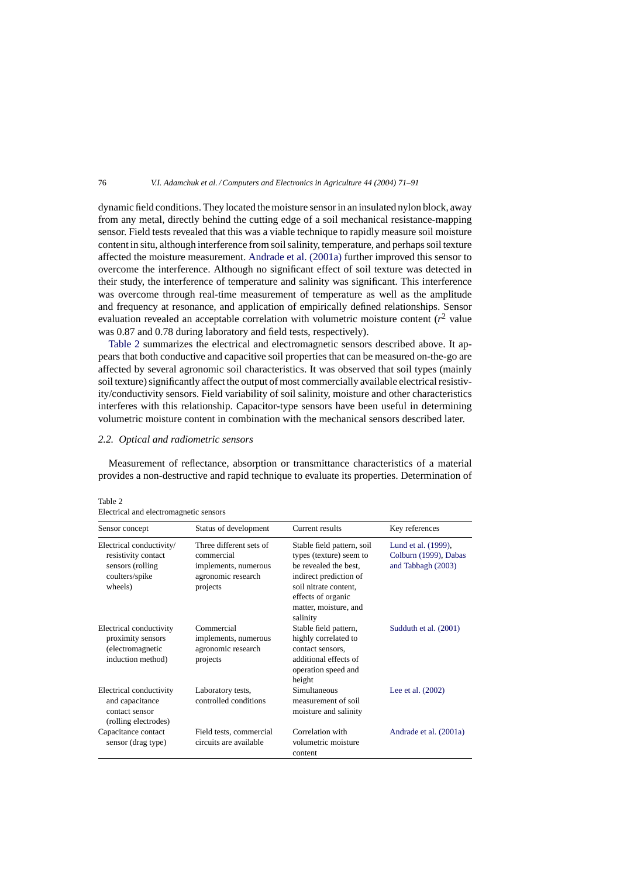dynamic field conditions. They located the moisture sensor in an insulated nylon block, away from any metal, directly behind the cutting edge of a soil mechanical resistance-mapping sensor. Field tests revealed that this was a viable technique to rapidly measure soil moisture content in situ, although interference from soil salinity, temperature, and perhaps soil texture affected the moisture measurement. Andrade et al. (2001a) further improved this sensor to overcome the interference. Although no significant effect of soil texture was detected in their study, the interference of temperature and salinity was significant. This interference was overcome through real-time measurement of temperature as well as the amplitude and frequency at resonance, and application of empirically defined relationships. Sensor evaluation revealed an acceptable correlation with volumetric moisture content ($r^2$ value was 0.87 and 0.78 during laboratory and field tests, respectively).

Table 2 summarizes the electrical and electromagnetic sensors described above. It appears that both conductive and capacitive soil properties that can be measured on-the-go are affected by several agronomic soil characteristics. It was observed that soil types (mainly soil texture) significantly affect the output of most commercially available electrical resistivity/conductivity sensors. Field variability of soil salinity, moisture and other characteristics interferes with this relationship. Capacitor-type sensors have been useful in determining volumetric moisture content in combination with the mechanical sensors described later.

### 2.2. Optical and radiometric sensors

Measurement of reflectance, absorption or transmittance characteristics of a material provides a non-destructive and rapid technique to evaluate its properties. Determination of

Table 2
Electrical and electromagnetic sensors

| Sensor concept | Status of development | Current results | Key references |
|---|---|---|---|
| Electrical conductivity/resistivity contact sensors (rolling coulters/spike wheels) | Three different sets of commercial implements, numerous agronomic research projects | Stable field pattern, soil types (texture) seem to be revealed the best, indirect prediction of soil nitrate content, effects of organic matter, moisture, and salinity | Lund et al. (1999), Colburn (1999), Dabas and Tabbagh (2003) |
| Electrical conductivity proximity sensors (electromagnetic induction method) | Commercial implements, numerous agronomic research projects | Stable field pattern, highly correlated to contact sensors, additional effects of operation speed and height | Sudduth et al. (2001) |
| Electrical conductivity and capacitance contact sensor (rolling electrodes) | Laboratory tests, controlled conditions | Simultaneous measurement of soil moisture and salinity | Lee et al. (2002) |
| Capacitance contact sensor (drag type) | Field tests, commercial circuits are available | Correlation with volumetric moisture content | Andrade et al. (2001a) |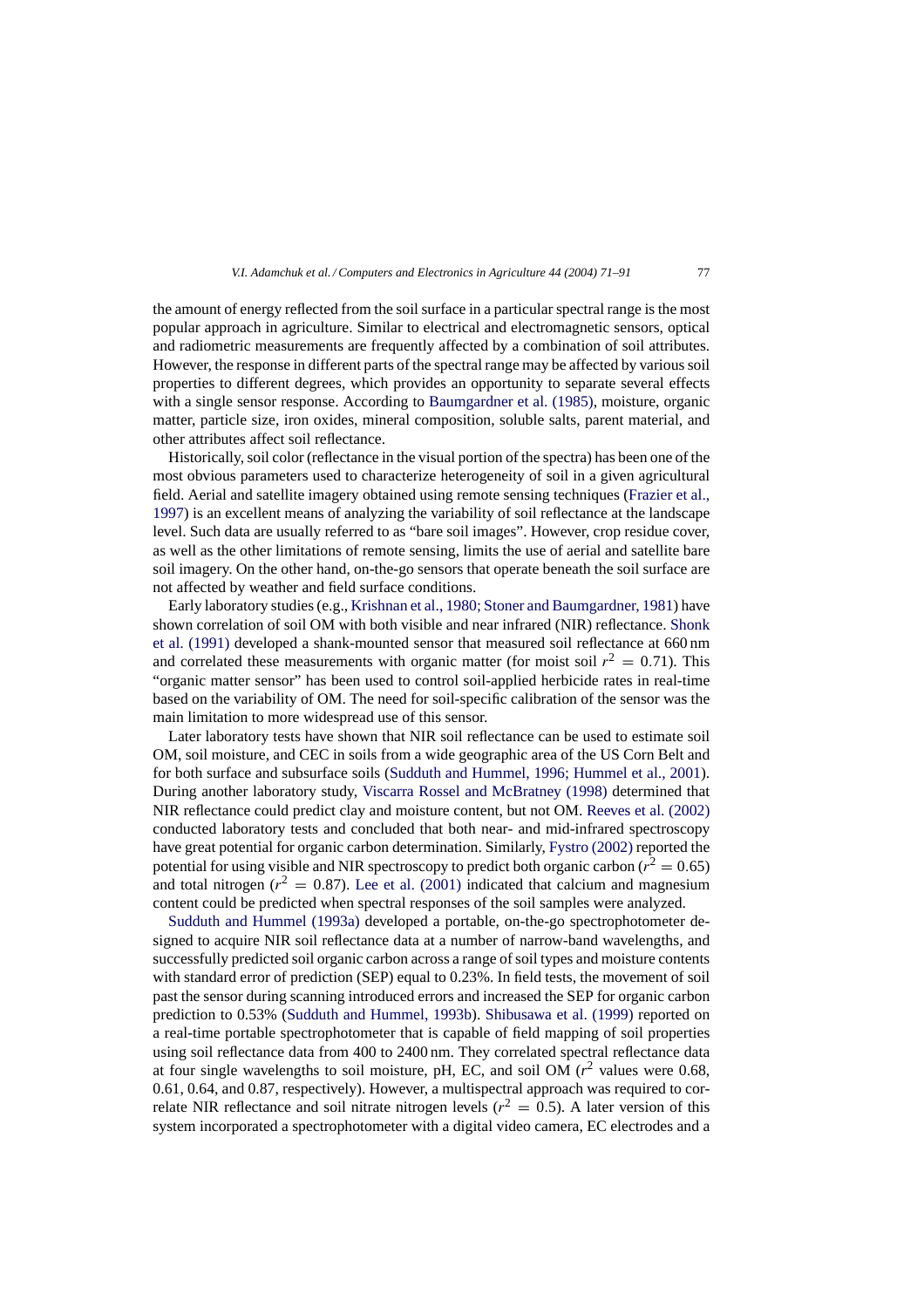the amount of energy reflected from the soil surface in a particular spectral range is the most popular approach in agriculture. Similar to electrical and electromagnetic sensors, optical and radiometric measurements are frequently affected by a combination of soil attributes. However, the response in different parts of the spectral range may be affected by various soil properties to different degrees, which provides an opportunity to separate several effects with a single sensor response. According to Baumgardner et al. (1985), moisture, organic matter, particle size, iron oxides, mineral composition, soluble salts, parent material, and other attributes affect soil reflectance.

Historically, soil color (reflectance in the visual portion of the spectra) has been one of the most obvious parameters used to characterize heterogeneity of soil in a given agricultural field. Aerial and satellite imagery obtained using remote sensing techniques (Frazier et al., 1997) is an excellent means of analyzing the variability of soil reflectance at the landscape level. Such data are usually referred to as "bare soil images". However, crop residue cover, as well as the other limitations of remote sensing, limits the use of aerial and satellite bare soil imagery. On the other hand, on-the-go sensors that operate beneath the soil surface are not affected by weather and field surface conditions.

Early laboratory studies (e.g., Krishnan et al., 1980; Stoner and Baumgardner, 1981) have shown correlation of soil OM with both visible and near infrared (NIR) reflectance. Shonk et al. (1991) developed a shank-mounted sensor that measured soil reflectance at 660 nm and correlated these measurements with organic matter (for moist soil $r^2 = 0.71$). This "organic matter sensor" has been used to control soil-applied herbicide rates in real-time based on the variability of OM. The need for soil-specific calibration of the sensor was the main limitation to more widespread use of this sensor.

Later laboratory tests have shown that NIR soil reflectance can be used to estimate soil OM, soil moisture, and CEC in soils from a wide geographic area of the US Corn Belt and for both surface and subsurface soils (Sudduth and Hummel, 1996; Hummel et al., 2001). During another laboratory study, Viscarra Rossel and McBratney (1998) determined that NIR reflectance could predict clay and moisture content, but not OM. Reeves et al. (2002) conducted laboratory tests and concluded that both near- and mid-infrared spectroscopy have great potential for organic carbon determination. Similarly, Fystro (2002) reported the potential for using visible and NIR spectroscopy to predict both organic carbon ($r^2 = 0.65$) and total nitrogen ($r^2 = 0.87$). Lee et al. (2001) indicated that calcium and magnesium content could be predicted when spectral responses of the soil samples were analyzed.

Sudduth and Hummel (1993a) developed a portable, on-the-go spectrophotometer designed to acquire NIR soil reflectance data at a number of narrow-band wavelengths, and successfully predicted soil organic carbon across a range of soil types and moisture contents with standard error of prediction (SEP) equal to 0.23%. In field tests, the movement of soil past the sensor during scanning introduced errors and increased the SEP for organic carbon prediction to 0.53% (Sudduth and Hummel, 1993b). Shibusawa et al. (1999) reported on a real-time portable spectrophotometer that is capable of field mapping of soil properties using soil reflectance data from 400 to 2400 nm. They correlated spectral reflectance data at four single wavelengths to soil moisture, pH, EC, and soil OM ($r^2$ values were 0.68, 0.61, 0.64, and 0.87, respectively). However, a multispectral approach was required to correlate NIR reflectance and soil nitrate nitrogen levels ($r^2 = 0.5$). A later version of this system incorporated a spectrophotometer with a digital video camera, EC electrodes and a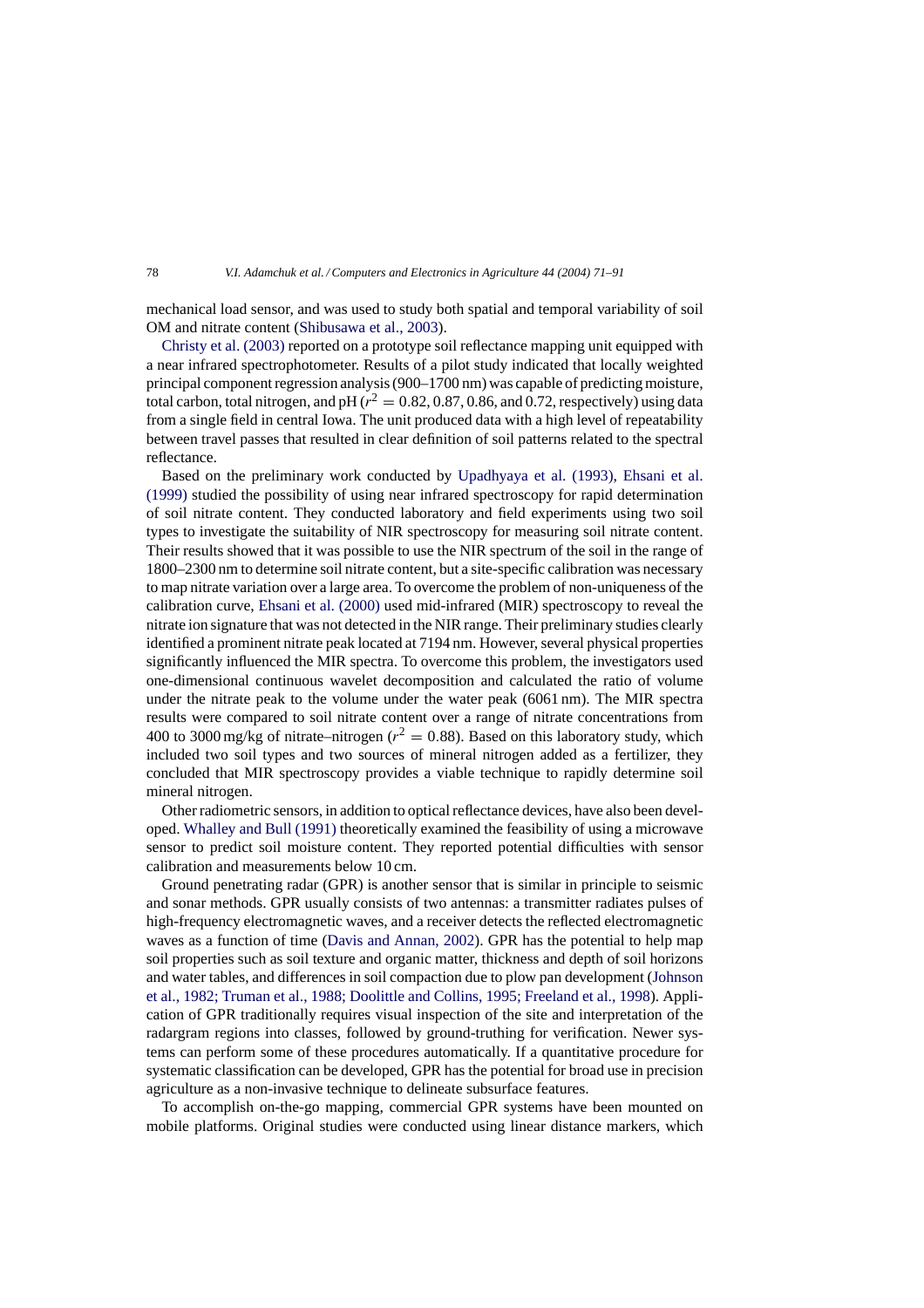mechanical load sensor, and was used to study both spatial and temporal variability of soil OM and nitrate content (Shibusawa et al., 2003).

Christy et al. (2003) reported on a prototype soil reflectance mapping unit equipped with a near infrared spectrophotometer. Results of a pilot study indicated that locally weighted principal component regression analysis (900–1700 nm) was capable of predicting moisture, total carbon, total nitrogen, and pH ($r^2 = 0.82, 0.87, 0.86$, and $0.72$, respectively) using data from a single field in central Iowa. The unit produced data with a high level of repeatability between travel passes that resulted in clear definition of soil patterns related to the spectral reflectance.

Based on the preliminary work conducted by Upadhyaya et al. (1993), Ehsani et al. (1999) studied the possibility of using near infrared spectroscopy for rapid determination of soil nitrate content. They conducted laboratory and field experiments using two soil types to investigate the suitability of NIR spectroscopy for measuring soil nitrate content. Their results showed that it was possible to use the NIR spectrum of the soil in the range of 1800–2300 nm to determine soil nitrate content, but a site-specific calibration was necessary to map nitrate variation over a large area. To overcome the problem of non-uniqueness of the calibration curve, Ehsani et al. (2000) used mid-infrared (MIR) spectroscopy to reveal the nitrate ion signature that was not detected in the NIR range. Their preliminary studies clearly identified a prominent nitrate peak located at 7194 nm. However, several physical properties significantly influenced the MIR spectra. To overcome this problem, the investigators used one-dimensional continuous wavelet decomposition and calculated the ratio of volume under the nitrate peak to the volume under the water peak (6061 nm). The MIR spectra results were compared to soil nitrate content over a range of nitrate concentrations from 400 to 3000 mg/kg of nitrate–nitrogen ($r^2 = 0.88$). Based on this laboratory study, which included two soil types and two sources of mineral nitrogen added as a fertilizer, they concluded that MIR spectroscopy provides a viable technique to rapidly determine soil mineral nitrogen.

Other radiometric sensors, in addition to optical reflectance devices, have also been developed. Whalley and Bull (1991) theoretically examined the feasibility of using a microwave sensor to predict soil moisture content. They reported potential difficulties with sensor calibration and measurements below 10 cm.

Ground penetrating radar (GPR) is another sensor that is similar in principle to seismic and sonar methods. GPR usually consists of two antennas: a transmitter radiates pulses of high-frequency electromagnetic waves, and a receiver detects the reflected electromagnetic waves as a function of time (Davis and Annan, 2002). GPR has the potential to help map soil properties such as soil texture and organic matter, thickness and depth of soil horizons and water tables, and differences in soil compaction due to plow pan development (Johnson et al., 1982; Truman et al., 1988; Doolittle and Collins, 1995; Freeland et al., 1998). Application of GPR traditionally requires visual inspection of the site and interpretation of the radargram regions into classes, followed by ground-truthing for verification. Newer systems can perform some of these procedures automatically. If a quantitative procedure for systematic classification can be developed, GPR has the potential for broad use in precision agriculture as a non-invasive technique to delineate subsurface features.

To accomplish on-the-go mapping, commercial GPR systems have been mounted on mobile platforms. Original studies were conducted using linear distance markers, which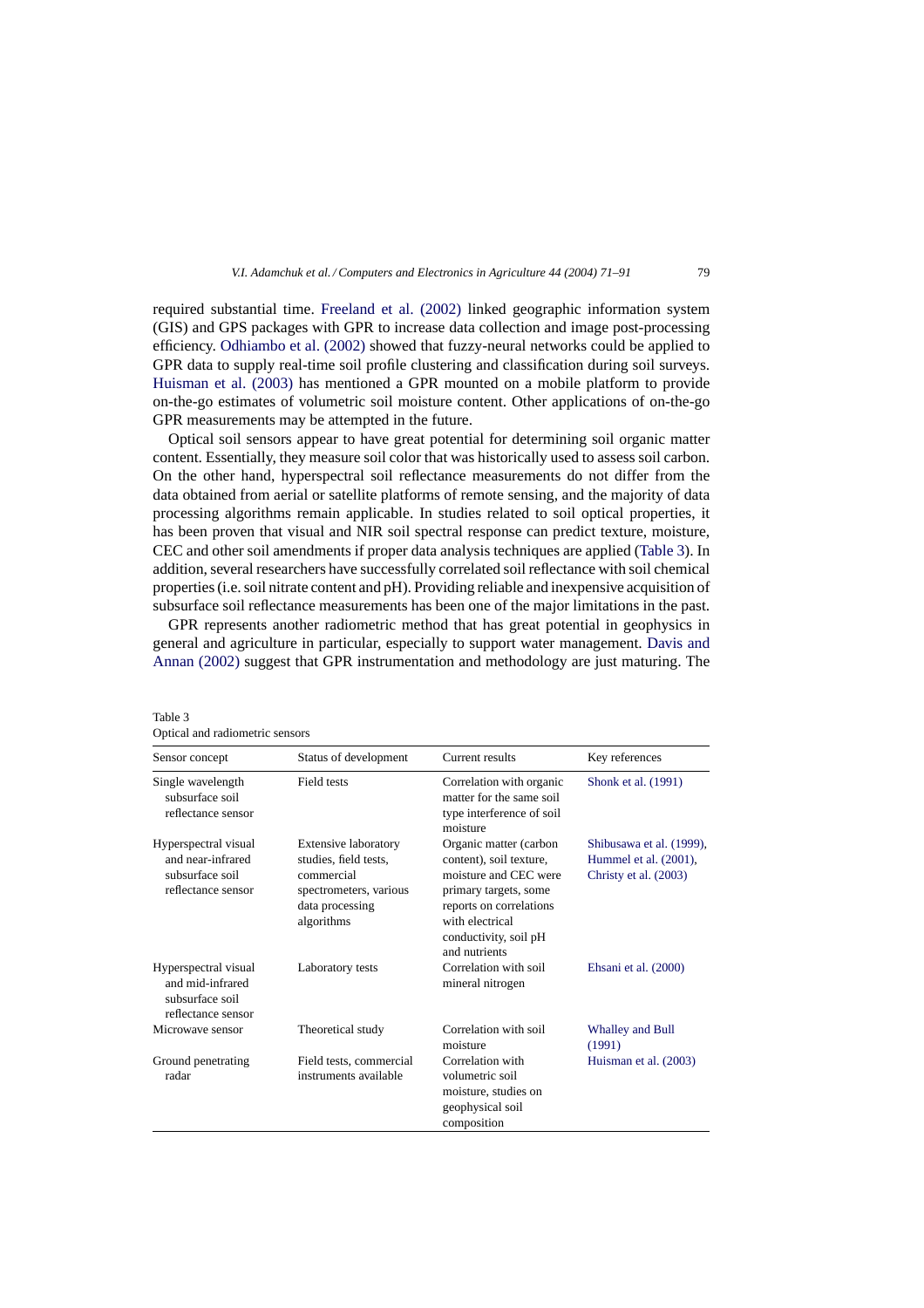required substantial time. Freeland et al. (2002) linked geographic information system (GIS) and GPS packages with GPR to increase data collection and image post-processing efficiency. Odhiambo et al. (2002) showed that fuzzy-neural networks could be applied to GPR data to supply real-time soil profile clustering and classification during soil surveys. Huisman et al. (2003) has mentioned a GPR mounted on a mobile platform to provide on-the-go estimates of volumetric soil moisture content. Other applications of on-the-go GPR measurements may be attempted in the future.

Optical soil sensors appear to have great potential for determining soil organic matter content. Essentially, they measure soil color that was historically used to assess soil carbon. On the other hand, hyperspectral soil reflectance measurements do not differ from the data obtained from aerial or satellite platforms of remote sensing, and the majority of data processing algorithms remain applicable. In studies related to soil optical properties, it has been proven that visual and NIR soil spectral response can predict texture, moisture, CEC and other soil amendments if proper data analysis techniques are applied (Table 3). In addition, several researchers have successfully correlated soil reflectance with soil chemical properties (i.e. soil nitrate content and pH). Providing reliable and inexpensive acquisition of subsurface soil reflectance measurements has been one of the major limitations in the past.

GPR represents another radiometric method that has great potential in geophysics in general and agriculture in particular, especially to support water management. Davis and Annan (2002) suggest that GPR instrumentation and methodology are just maturing. The

Table 3
Optical and radiometric sensors

| Sensor concept | Status of development | Current results | Key references |
|---|---|---|---|
| Single wavelength subsurface soil reflectance sensor | Field tests | Correlation with organic matter for the same soil type interference of soil moisture | Shonk et al. (1991) |
| Hyperspectral visual and near-infrared subsurface soil reflectance sensor | Extensive laboratory studies, field tests, commercial spectrometers, various data processing algorithms | Organic matter (carbon content), soil texture, moisture and CEC were primary targets, some reports on correlations with electrical conductivity, soil pH and nutrients | Shibusawa et al. (1999), Hummel et al. (2001), Christy et al. (2003) |
| Hyperspectral visual and mid-infrared subsurface soil reflectance sensor | Laboratory tests | Correlation with soil mineral nitrogen | Ehsani et al. (2000) |
| Microwave sensor | Theoretical study | Correlation with soil moisture | Whalley and Bull (1991) |
| Ground penetrating radar | Field tests, commercial instruments available | Correlation with volumetric soil moisture, studies on geophysical soil composition | Huisman et al. (2003) |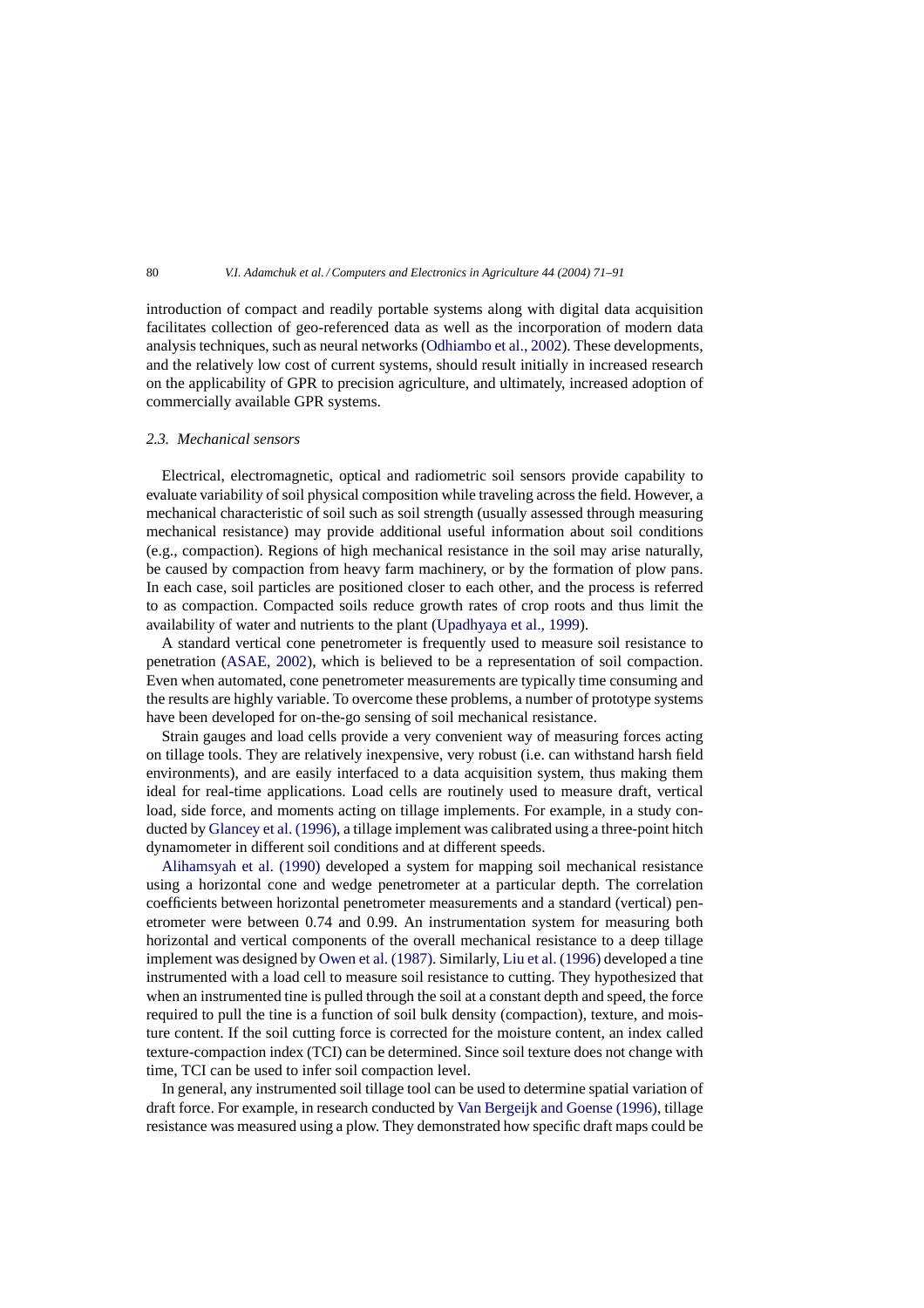introduction of compact and readily portable systems along with digital data acquisition facilitates collection of geo-referenced data as well as the incorporation of modern data analysis techniques, such as neural networks (Odhiambo et al., 2002). These developments, and the relatively low cost of current systems, should result initially in increased research on the applicability of GPR to precision agriculture, and ultimately, increased adoption of commercially available GPR systems.

### *2.3. Mechanical sensors*

Electrical, electromagnetic, optical and radiometric soil sensors provide capability to evaluate variability of soil physical composition while traveling across the field. However, a mechanical characteristic of soil such as soil strength (usually assessed through measuring mechanical resistance) may provide additional useful information about soil conditions (e.g., compaction). Regions of high mechanical resistance in the soil may arise naturally, be caused by compaction from heavy farm machinery, or by the formation of plow pans. In each case, soil particles are positioned closer to each other, and the process is referred to as compaction. Compacted soils reduce growth rates of crop roots and thus limit the availability of water and nutrients to the plant (Upadhyaya et al., 1999).

A standard vertical cone penetrometer is frequently used to measure soil resistance to penetration (ASAE, 2002), which is believed to be a representation of soil compaction. Even when automated, cone penetrometer measurements are typically time consuming and the results are highly variable. To overcome these problems, a number of prototype systems have been developed for on-the-go sensing of soil mechanical resistance.

Strain gauges and load cells provide a very convenient way of measuring forces acting on tillage tools. They are relatively inexpensive, very robust (i.e. can withstand harsh field environments), and are easily interfaced to a data acquisition system, thus making them ideal for real-time applications. Load cells are routinely used to measure draft, vertical load, side force, and moments acting on tillage implements. For example, in a study conducted by Glancey et al. (1996), a tillage implement was calibrated using a three-point hitch dynamometer in different soil conditions and at different speeds.

Alihamsyah et al. (1990) developed a system for mapping soil mechanical resistance using a horizontal cone and wedge penetrometer at a particular depth. The correlation coefficients between horizontal penetrometer measurements and a standard (vertical) penetrometer were between 0.74 and 0.99. An instrumentation system for measuring both horizontal and vertical components of the overall mechanical resistance to a deep tillage implement was designed by Owen et al. (1987). Similarly, Liu et al. (1996) developed a tine instrumented with a load cell to measure soil resistance to cutting. They hypothesized that when an instrumented tine is pulled through the soil at a constant depth and speed, the force required to pull the tine is a function of soil bulk density (compaction), texture, and moisture content. If the soil cutting force is corrected for the moisture content, an index called texture-compaction index (TCI) can be determined. Since soil texture does not change with time, TCI can be used to infer soil compaction level.

In general, any instrumented soil tillage tool can be used to determine spatial variation of draft force. For example, in research conducted by Van Bergeijk and Goense (1996), tillage resistance was measured using a plow. They demonstrated how specific draft maps could be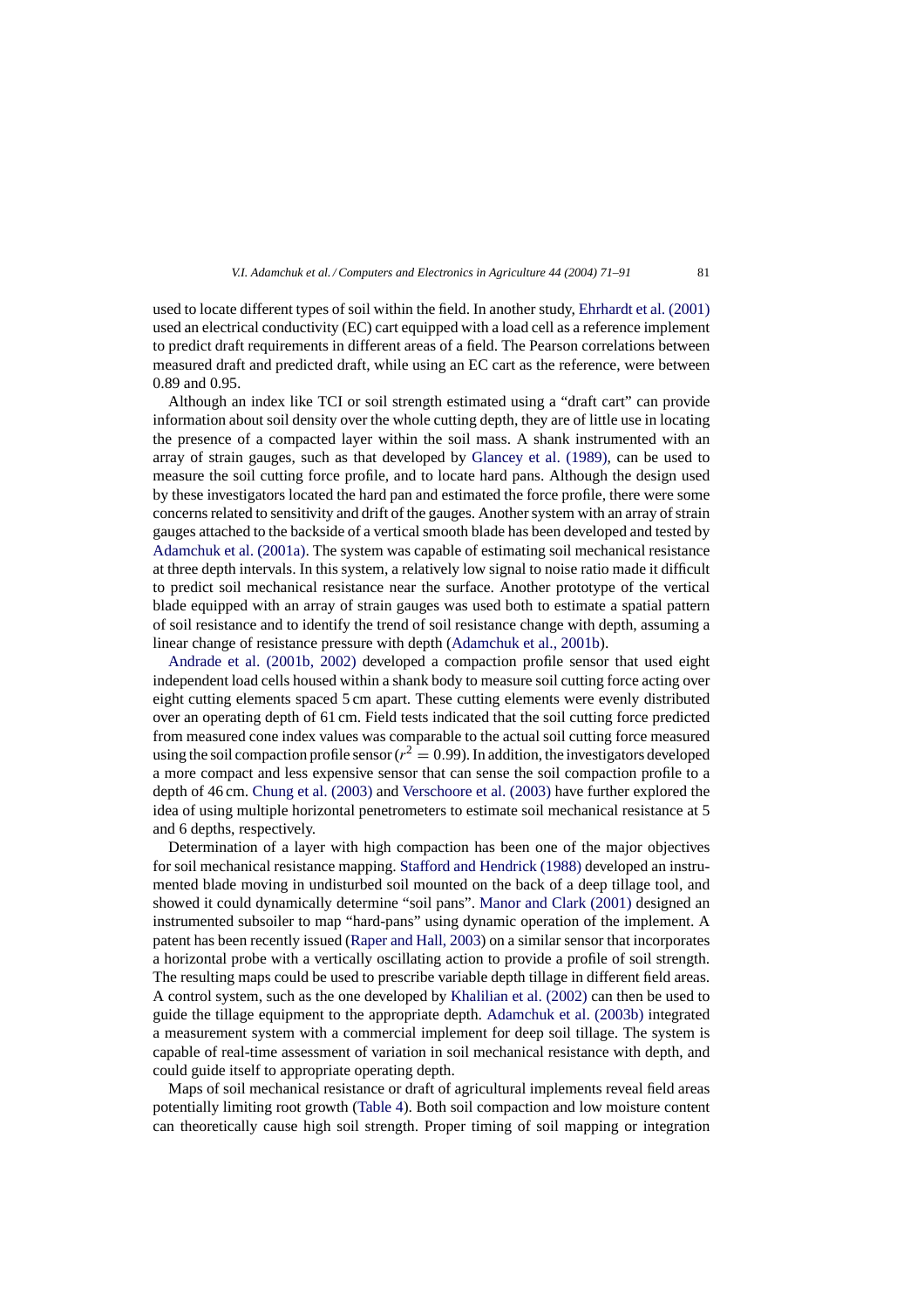used to locate different types of soil within the field. In another study, Ehrhardt et al. (2001) used an electrical conductivity (EC) cart equipped with a load cell as a reference implement to predict draft requirements in different areas of a field. The Pearson correlations between measured draft and predicted draft, while using an EC cart as the reference, were between 0.89 and 0.95.

Although an index like TCI or soil strength estimated using a "draft cart" can provide information about soil density over the whole cutting depth, they are of little use in locating the presence of a compacted layer within the soil mass. A shank instrumented with an array of strain gauges, such as that developed by Glancey et al. (1989), can be used to measure the soil cutting force profile, and to locate hard pans. Although the design used by these investigators located the hard pan and estimated the force profile, there were some concerns related to sensitivity and drift of the gauges. Another system with an array of strain gauges attached to the backside of a vertical smooth blade has been developed and tested by Adamchuk et al. (2001a). The system was capable of estimating soil mechanical resistance at three depth intervals. In this system, a relatively low signal to noise ratio made it difficult to predict soil mechanical resistance near the surface. Another prototype of the vertical blade equipped with an array of strain gauges was used both to estimate a spatial pattern of soil resistance and to identify the trend of soil resistance change with depth, assuming a linear change of resistance pressure with depth (Adamchuk et al., 2001b).

Andrade et al. (2001b, 2002) developed a compaction profile sensor that used eight independent load cells housed within a shank body to measure soil cutting force acting over eight cutting elements spaced 5 cm apart. These cutting elements were evenly distributed over an operating depth of 61 cm. Field tests indicated that the soil cutting force predicted from measured cone index values was comparable to the actual soil cutting force measured using the soil compaction profile sensor ($r^2 = 0.99$). In addition, the investigators developed a more compact and less expensive sensor that can sense the soil compaction profile to a depth of 46 cm. Chung et al. (2003) and Verschoore et al. (2003) have further explored the idea of using multiple horizontal penetrometers to estimate soil mechanical resistance at 5 and 6 depths, respectively.

Determination of a layer with high compaction has been one of the major objectives for soil mechanical resistance mapping. Stafford and Hendrick (1988) developed an instrumented blade moving in undisturbed soil mounted on the back of a deep tillage tool, and showed it could dynamically determine "soil pans". Manor and Clark (2001) designed an instrumented subsoiler to map "hard-pans" using dynamic operation of the implement. A patent has been recently issued (Raper and Hall, 2003) on a similar sensor that incorporates a horizontal probe with a vertically oscillating action to provide a profile of soil strength. The resulting maps could be used to prescribe variable depth tillage in different field areas. A control system, such as the one developed by Khalilian et al. (2002) can then be used to guide the tillage equipment to the appropriate depth. Adamchuk et al. (2003b) integrated a measurement system with a commercial implement for deep soil tillage. The system is capable of real-time assessment of variation in soil mechanical resistance with depth, and could guide itself to appropriate operating depth.

Maps of soil mechanical resistance or draft of agricultural implements reveal field areas potentially limiting root growth (Table 4). Both soil compaction and low moisture content can theoretically cause high soil strength. Proper timing of soil mapping or integration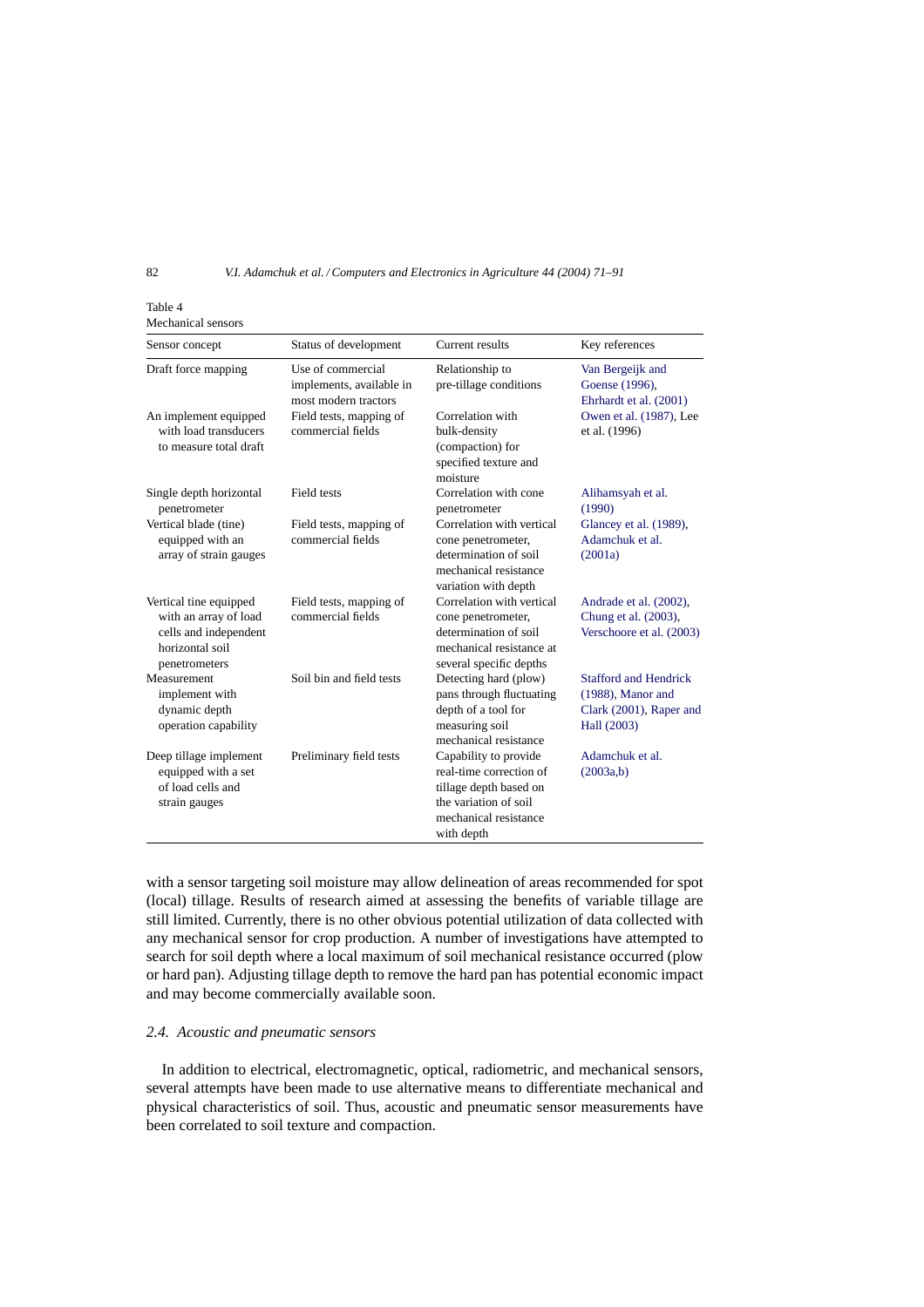Table 4
Mechanical sensors

| Sensor concept | Status of development | Current results | Key references |
|---|---|---|---|
| Draft force mapping | Use of commercial implements, available in most modern tractors | Relationship to pre-tillage conditions | Van Bergeijk and Goense (1996), Ehrhardt et al. (2001) |
| An implement equipped with load transducers to measure total draft | Field tests, mapping of commercial fields | Correlation with bulk-density (compaction) for specified texture and moisture | Owen et al. (1987), Lee et al. (1996) |
| Single depth horizontal penetrometer | Field tests | Correlation with cone penetrometer | Alihamsyah et al. (1990) |
| Vertical blade (tine) equipped with an array of strain gauges | Field tests, mapping of commercial fields | Correlation with vertical cone penetrometer, determination of soil mechanical resistance variation with depth | Glancey et al. (1989), Adamchuk et al. (2001a) |
| Vertical tine equipped with an array of load cells and independent horizontal soil penetrometers | Field tests, mapping of commercial fields | Correlation with vertical cone penetrometer, determination of soil mechanical resistance at several specific depths | Andrade et al. (2002), Chung et al. (2003), Verschoore et al. (2003) |
| Measurement implement with dynamic depth operation capability | Soil bin and field tests | Detecting hard (plow) pans through fluctuating depth of a tool for measuring soil mechanical resistance | Stafford and Hendrick (1988), Manor and Clark (2001), Raper and Hall (2003) |
| Deep tillage implement equipped with a set of load cells and strain gauges | Preliminary field tests | Capability to provide real-time correction of tillage depth based on the variation of soil mechanical resistance with depth | Adamchuk et al. (2003a,b) |

with a sensor targeting soil moisture may allow delineation of areas recommended for spot (local) tillage. Results of research aimed at assessing the benefits of variable tillage are still limited. Currently, there is no other obvious potential utilization of data collected with any mechanical sensor for crop production. A number of investigations have attempted to search for soil depth where a local maximum of soil mechanical resistance occurred (plow or hard pan). Adjusting tillage depth to remove the hard pan has potential economic impact and may become commercially available soon.

### 2.4. *Acoustic and pneumatic sensors*

In addition to electrical, electromagnetic, optical, radiometric, and mechanical sensors, several attempts have been made to use alternative means to differentiate mechanical and physical characteristics of soil. Thus, acoustic and pneumatic sensor measurements have been correlated to soil texture and compaction.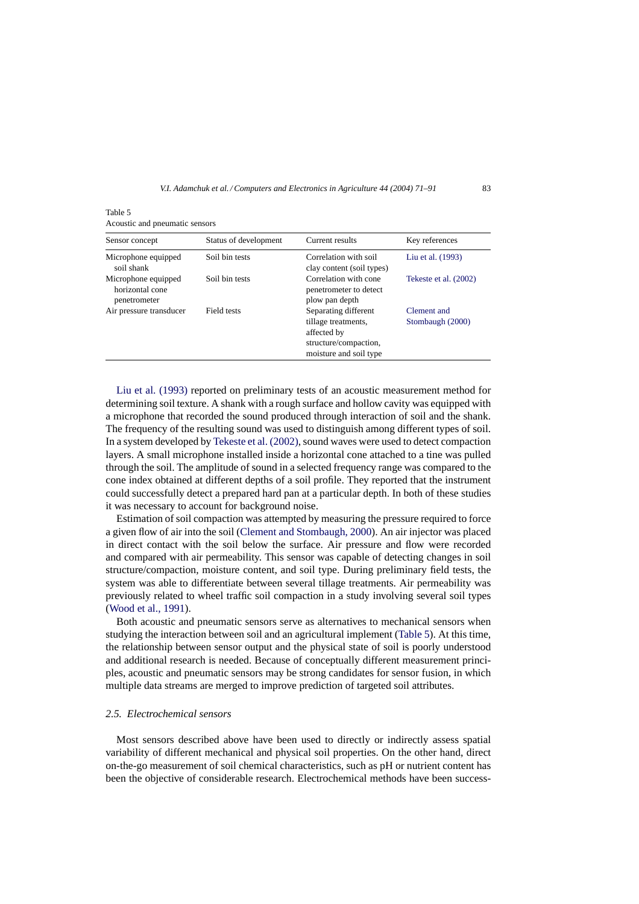Table 5
Acoustic and pneumatic sensors

| Sensor concept | Status of development | Current results | Key references |
|---|---|---|---|
| Microphone equipped soil shank | Soil bin tests | Correlation with soil clay content (soil types) | Liu et al. (1993) |
| Microphone equipped horizontal cone penetrometer | Soil bin tests | Correlation with cone penetrometer to detect plow pan depth | Tekeste et al. (2002) |
| Air pressure transducer | Field tests | Separating different tillage treatments, affected by structure/compaction, moisture and soil type | Clement and Stombaugh (2000) |

Liu et al. (1993) reported on preliminary tests of an acoustic measurement method for determining soil texture. A shank with a rough surface and hollow cavity was equipped with a microphone that recorded the sound produced through interaction of soil and the shank. The frequency of the resulting sound was used to distinguish among different types of soil. In a system developed by Tekeste et al. (2002), sound waves were used to detect compaction layers. A small microphone installed inside a horizontal cone attached to a tine was pulled through the soil. The amplitude of sound in a selected frequency range was compared to the cone index obtained at different depths of a soil profile. They reported that the instrument could successfully detect a prepared hard pan at a particular depth. In both of these studies it was necessary to account for background noise.

Estimation of soil compaction was attempted by measuring the pressure required to force a given flow of air into the soil (Clement and Stombaugh, 2000). An air injector was placed in direct contact with the soil below the surface. Air pressure and flow were recorded and compared with air permeability. This sensor was capable of detecting changes in soil structure/compaction, moisture content, and soil type. During preliminary field tests, the system was able to differentiate between several tillage treatments. Air permeability was previously related to wheel traffic soil compaction in a study involving several soil types (Wood et al., 1991).

Both acoustic and pneumatic sensors serve as alternatives to mechanical sensors when studying the interaction between soil and an agricultural implement (Table 5). At this time, the relationship between sensor output and the physical state of soil is poorly understood and additional research is needed. Because of conceptually different measurement principles, acoustic and pneumatic sensors may be strong candidates for sensor fusion, in which multiple data streams are merged to improve prediction of targeted soil attributes.

### 2.5. Electrochemical sensors

Most sensors described above have been used to directly or indirectly assess spatial variability of different mechanical and physical soil properties. On the other hand, direct on-the-go measurement of soil chemical characteristics, such as pH or nutrient content has been the objective of considerable research. Electrochemical methods have been success-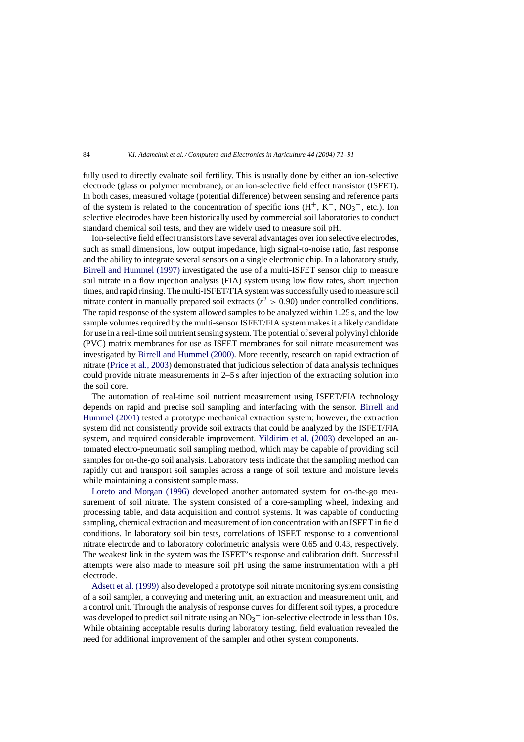fully used to directly evaluate soil fertility. This is usually done by either an ion-selective electrode (glass or polymer membrane), or an ion-selective field effect transistor (ISFET). In both cases, measured voltage (potential difference) between sensing and reference parts of the system is related to the concentration of specific ions ($H^+$, $K^+$, $NO_3^-$, etc.). Ion selective electrodes have been historically used by commercial soil laboratories to conduct standard chemical soil tests, and they are widely used to measure soil pH.

Ion-selective field effect transistors have several advantages over ion selective electrodes, such as small dimensions, low output impedance, high signal-to-noise ratio, fast response and the ability to integrate several sensors on a single electronic chip. In a laboratory study, Birrell and Hummel (1997) investigated the use of a multi-ISFET sensor chip to measure soil nitrate in a flow injection analysis (FIA) system using low flow rates, short injection times, and rapid rinsing. The multi-ISFET/FIA system was successfully used to measure soil nitrate content in manually prepared soil extracts ($r^2 > 0.90$) under controlled conditions. The rapid response of the system allowed samples to be analyzed within 1.25 s, and the low sample volumes required by the multi-sensor ISFET/FIA system makes it a likely candidate for use in a real-time soil nutrient sensing system. The potential of several polyvinyl chloride (PVC) matrix membranes for use as ISFET membranes for soil nitrate measurement was investigated by Birrell and Hummel (2000). More recently, research on rapid extraction of nitrate (Price et al., 2003) demonstrated that judicious selection of data analysis techniques could provide nitrate measurements in 2–5 s after injection of the extracting solution into the soil core.

The automation of real-time soil nutrient measurement using ISFET/FIA technology depends on rapid and precise soil sampling and interfacing with the sensor. Birrell and Hummel (2001) tested a prototype mechanical extraction system; however, the extraction system did not consistently provide soil extracts that could be analyzed by the ISFET/FIA system, and required considerable improvement. Yildirim et al. (2003) developed an automated electro-pneumatic soil sampling method, which may be capable of providing soil samples for on-the-go soil analysis. Laboratory tests indicate that the sampling method can rapidly cut and transport soil samples across a range of soil texture and moisture levels while maintaining a consistent sample mass.

Loreto and Morgan (1996) developed another automated system for on-the-go measurement of soil nitrate. The system consisted of a core-sampling wheel, indexing and processing table, and data acquisition and control systems. It was capable of conducting sampling, chemical extraction and measurement of ion concentration with an ISFET in field conditions. In laboratory soil bin tests, correlations of ISFET response to a conventional nitrate electrode and to laboratory colorimetric analysis were 0.65 and 0.43, respectively. The weakest link in the system was the ISFET's response and calibration drift. Successful attempts were also made to measure soil pH using the same instrumentation with a pH electrode.

Adsett et al. (1999) also developed a prototype soil nitrate monitoring system consisting of a soil sampler, a conveying and metering unit, an extraction and measurement unit, and a control unit. Through the analysis of response curves for different soil types, a procedure was developed to predict soil nitrate using an $NO_3^-$ ion-selective electrode in less than 10 s. While obtaining acceptable results during laboratory testing, field evaluation revealed the need for additional improvement of the sampler and other system components.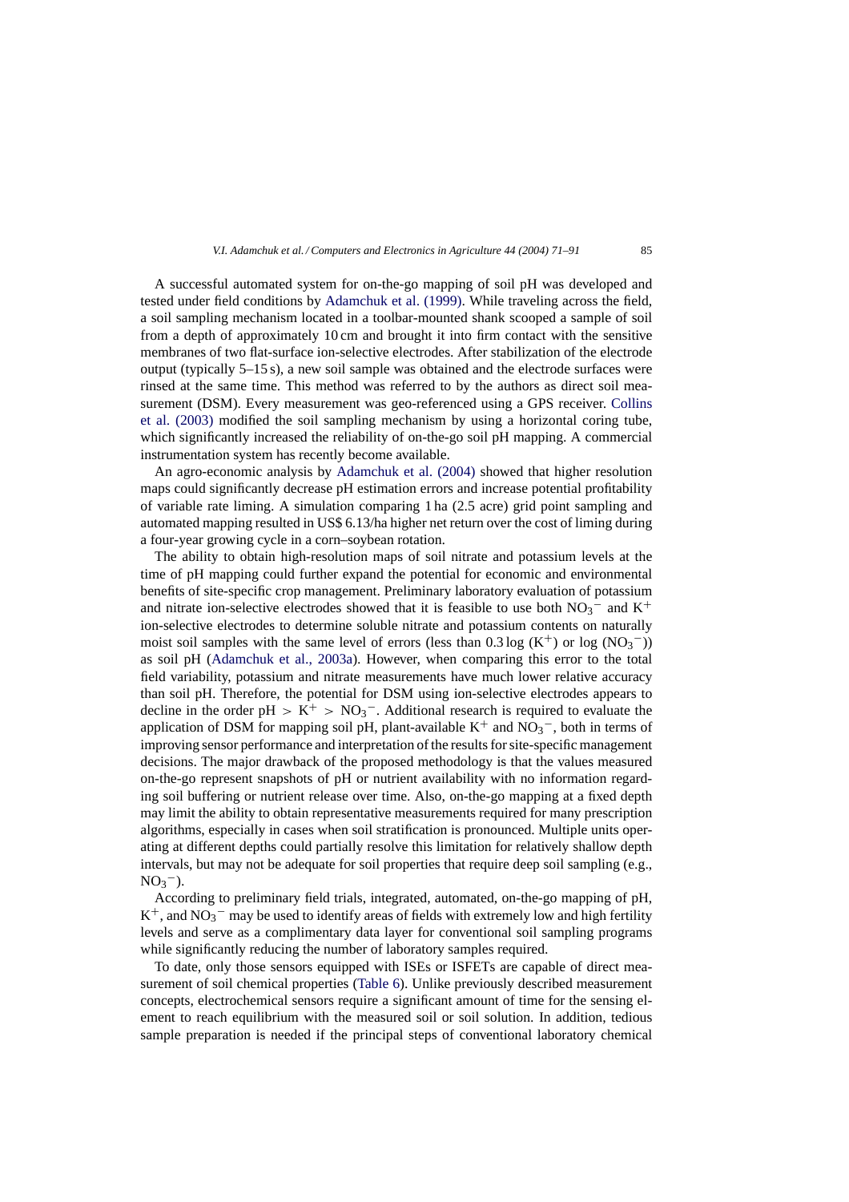A successful automated system for on-the-go mapping of soil pH was developed and tested under field conditions by Adamchuk et al. (1999). While traveling across the field, a soil sampling mechanism located in a toolbar-mounted shank scooped a sample of soil from a depth of approximately 10 cm and brought it into firm contact with the sensitive membranes of two flat-surface ion-selective electrodes. After stabilization of the electrode output (typically 5–15 s), a new soil sample was obtained and the electrode surfaces were rinsed at the same time. This method was referred to by the authors as direct soil measurement (DSM). Every measurement was geo-referenced using a GPS receiver. Collins et al. (2003) modified the soil sampling mechanism by using a horizontal coring tube, which significantly increased the reliability of on-the-go soil pH mapping. A commercial instrumentation system has recently become available.

An agro-economic analysis by Adamchuk et al. (2004) showed that higher resolution maps could significantly decrease pH estimation errors and increase potential profitability of variable rate liming. A simulation comparing 1 ha (2.5 acre) grid point sampling and automated mapping resulted in US$ 6.13/ha higher net return over the cost of liming during a four-year growing cycle in a corn–soybean rotation.

The ability to obtain high-resolution maps of soil nitrate and potassium levels at the time of pH mapping could further expand the potential for economic and environmental benefits of site-specific crop management. Preliminary laboratory evaluation of potassium and nitrate ion-selective electrodes showed that it is feasible to use both $NO_3^-$ and $K^+$ ion-selective electrodes to determine soluble nitrate and potassium contents on naturally moist soil samples with the same level of errors (less than $0.3 \log (K^+)$ or $\log (NO_3^-)$) as soil pH (Adamchuk et al., 2003a). However, when comparing this error to the total field variability, potassium and nitrate measurements have much lower relative accuracy than soil pH. Therefore, the potential for DSM using ion-selective electrodes appears to decline in the order pH $>$ $K^+$ $>$ $NO_3^-$. Additional research is required to evaluate the application of DSM for mapping soil pH, plant-available $K^+$ and $NO_3^-$, both in terms of improving sensor performance and interpretation of the results for site-specific management decisions. The major drawback of the proposed methodology is that the values measured on-the-go represent snapshots of pH or nutrient availability with no information regarding soil buffering or nutrient release over time. Also, on-the-go mapping at a fixed depth may limit the ability to obtain representative measurements required for many prescription algorithms, especially in cases when soil stratification is pronounced. Multiple units operating at different depths could partially resolve this limitation for relatively shallow depth intervals, but may not be adequate for soil properties that require deep soil sampling (e.g., $NO_3^-$).

According to preliminary field trials, integrated, automated, on-the-go mapping of pH, $K^+$, and $NO_3^-$ may be used to identify areas of fields with extremely low and high fertility levels and serve as a complimentary data layer for conventional soil sampling programs while significantly reducing the number of laboratory samples required.

To date, only those sensors equipped with ISEs or ISFETs are capable of direct measurement of soil chemical properties (Table 6). Unlike previously described measurement concepts, electrochemical sensors require a significant amount of time for the sensing element to reach equilibrium with the measured soil or soil solution. In addition, tedious sample preparation is needed if the principal steps of conventional laboratory chemical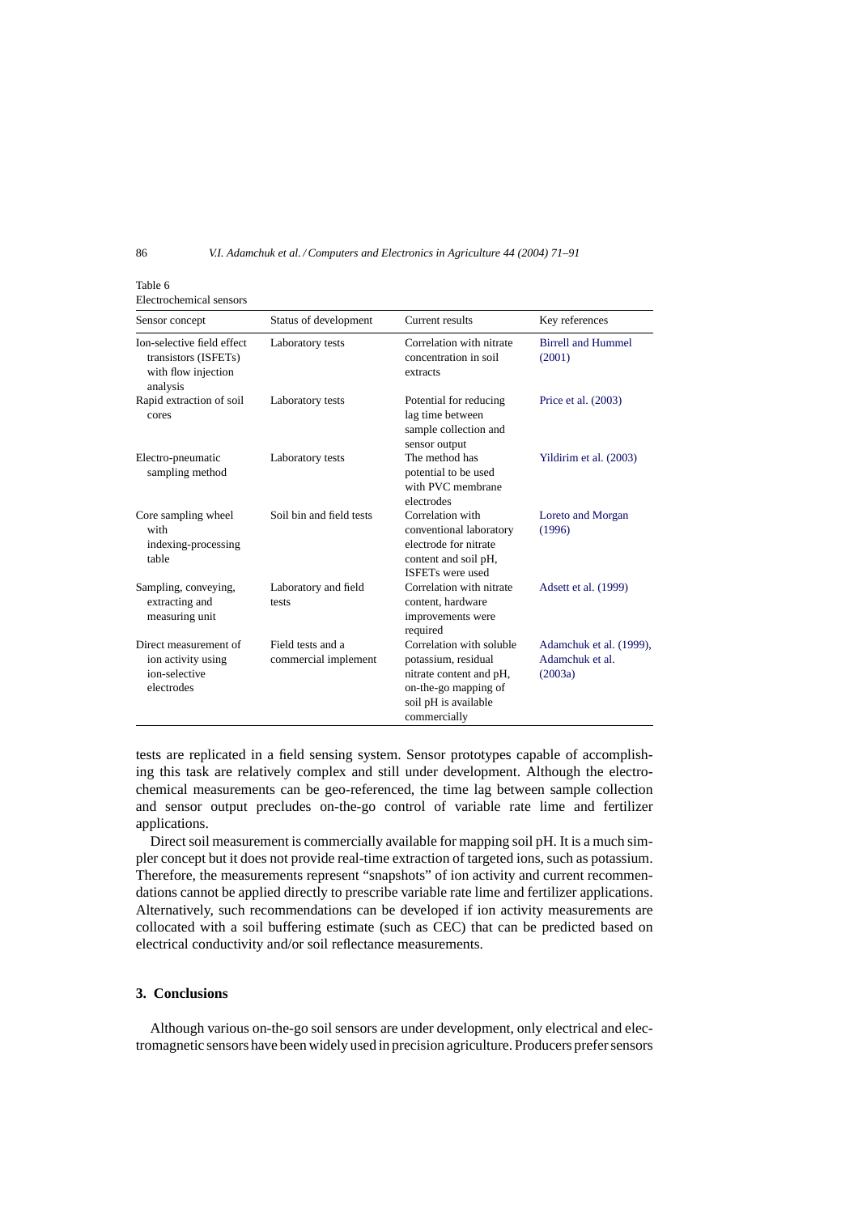Table 6
Electrochemical sensors

| Sensor concept | Status of development | Current results | Key references |
|---|---|---|---|
| Ion-selective field effect transistors (ISFETs) with flow injection analysis | Laboratory tests | Correlation with nitrate concentration in soil extracts | Birrell and Hummel (2001) |
| Rapid extraction of soil cores | Laboratory tests | Potential for reducing lag time between sample collection and sensor output | Price et al. (2003) |
| Electro-pneumatic sampling method | Laboratory tests | The method has potential to be used with PVC membrane electrodes | Yildirim et al. (2003) |
| Core sampling wheel with indexing-processing table | Soil bin and field tests | Correlation with conventional laboratory electrode for nitrate content and soil pH, ISFETs were used | Loreto and Morgan (1996) |
| Sampling, conveying, extracting and measuring unit | Laboratory and field tests | Correlation with nitrate content, hardware improvements were required | Adsett et al. (1999) |
| Direct measurement of ion activity using ion-selective electrodes | Field tests and a commercial implement | Correlation with soluble potassium, residual nitrate content and pH, on-the-go mapping of soil pH is available commercially | Adamchuk et al. (1999), Adamchuk et al. (2003a) |

tests are replicated in a field sensing system. Sensor prototypes capable of accomplishing this task are relatively complex and still under development. Although the electrochemical measurements can be geo-referenced, the time lag between sample collection and sensor output precludes on-the-go control of variable rate lime and fertilizer applications.

Direct soil measurement is commercially available for mapping soil pH. It is a much simpler concept but it does not provide real-time extraction of targeted ions, such as potassium. Therefore, the measurements represent "snapshots" of ion activity and current recommendations cannot be applied directly to prescribe variable rate lime and fertilizer applications. Alternatively, such recommendations can be developed if ion activity measurements are collocated with a soil buffering estimate (such as CEC) that can be predicted based on electrical conductivity and/or soil reflectance measurements.

## 3. Conclusions

Although various on-the-go soil sensors are under development, only electrical and electromagnetic sensors have been widely used in precision agriculture. Producers prefer sensors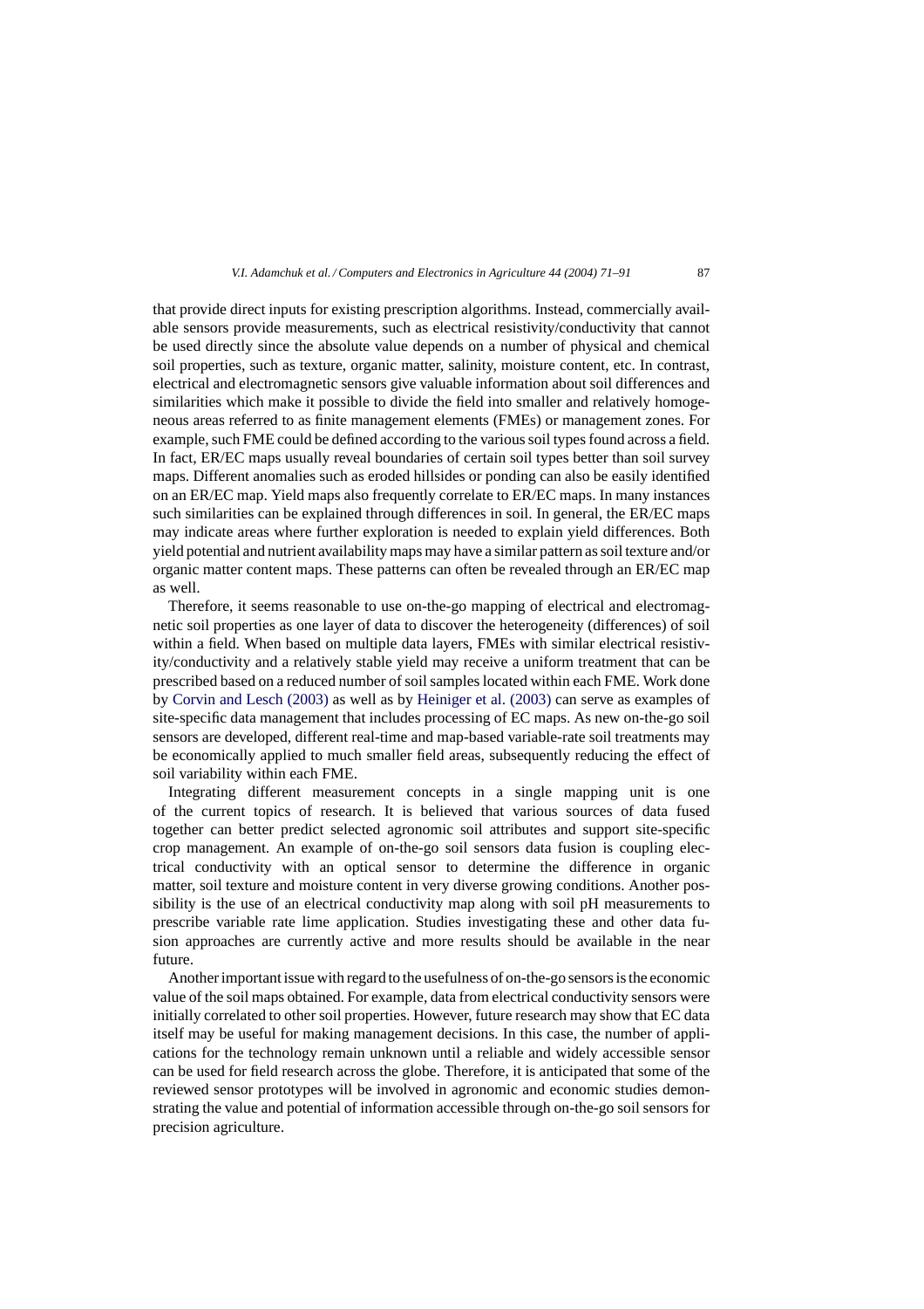that provide direct inputs for existing prescription algorithms. Instead, commercially available sensors provide measurements, such as electrical resistivity/conductivity that cannot be used directly since the absolute value depends on a number of physical and chemical soil properties, such as texture, organic matter, salinity, moisture content, etc. In contrast, electrical and electromagnetic sensors give valuable information about soil differences and similarities which make it possible to divide the field into smaller and relatively homogeneous areas referred to as finite management elements (FMEs) or management zones. For example, such FME could be defined according to the various soil types found across a field. In fact, ER/EC maps usually reveal boundaries of certain soil types better than soil survey maps. Different anomalies such as eroded hillsides or ponding can also be easily identified on an ER/EC map. Yield maps also frequently correlate to ER/EC maps. In many instances such similarities can be explained through differences in soil. In general, the ER/EC maps may indicate areas where further exploration is needed to explain yield differences. Both yield potential and nutrient availability maps may have a similar pattern as soil texture and/or organic matter content maps. These patterns can often be revealed through an ER/EC map as well.

Therefore, it seems reasonable to use on-the-go mapping of electrical and electromagnetic soil properties as one layer of data to discover the heterogeneity (differences) of soil within a field. When based on multiple data layers, FMEs with similar electrical resistivity/conductivity and a relatively stable yield may receive a uniform treatment that can be prescribed based on a reduced number of soil samples located within each FME. Work done by Corvin and Lesch (2003) as well as by Heiniger et al. (2003) can serve as examples of site-specific data management that includes processing of EC maps. As new on-the-go soil sensors are developed, different real-time and map-based variable-rate soil treatments may be economically applied to much smaller field areas, subsequently reducing the effect of soil variability within each FME.

Integrating different measurement concepts in a single mapping unit is one of the current topics of research. It is believed that various sources of data fused together can better predict selected agronomic soil attributes and support site-specific crop management. An example of on-the-go soil sensors data fusion is coupling electrical conductivity with an optical sensor to determine the difference in organic matter, soil texture and moisture content in very diverse growing conditions. Another possibility is the use of an electrical conductivity map along with soil pH measurements to prescribe variable rate lime application. Studies investigating these and other data fusion approaches are currently active and more results should be available in the near future.

Another important issue with regard to the usefulness of on-the-go sensors is the economic value of the soil maps obtained. For example, data from electrical conductivity sensors were initially correlated to other soil properties. However, future research may show that EC data itself may be useful for making management decisions. In this case, the number of applications for the technology remain unknown until a reliable and widely accessible sensor can be used for field research across the globe. Therefore, it is anticipated that some of the reviewed sensor prototypes will be involved in agronomic and economic studies demonstrating the value and potential of information accessible through on-the-go soil sensors for precision agriculture.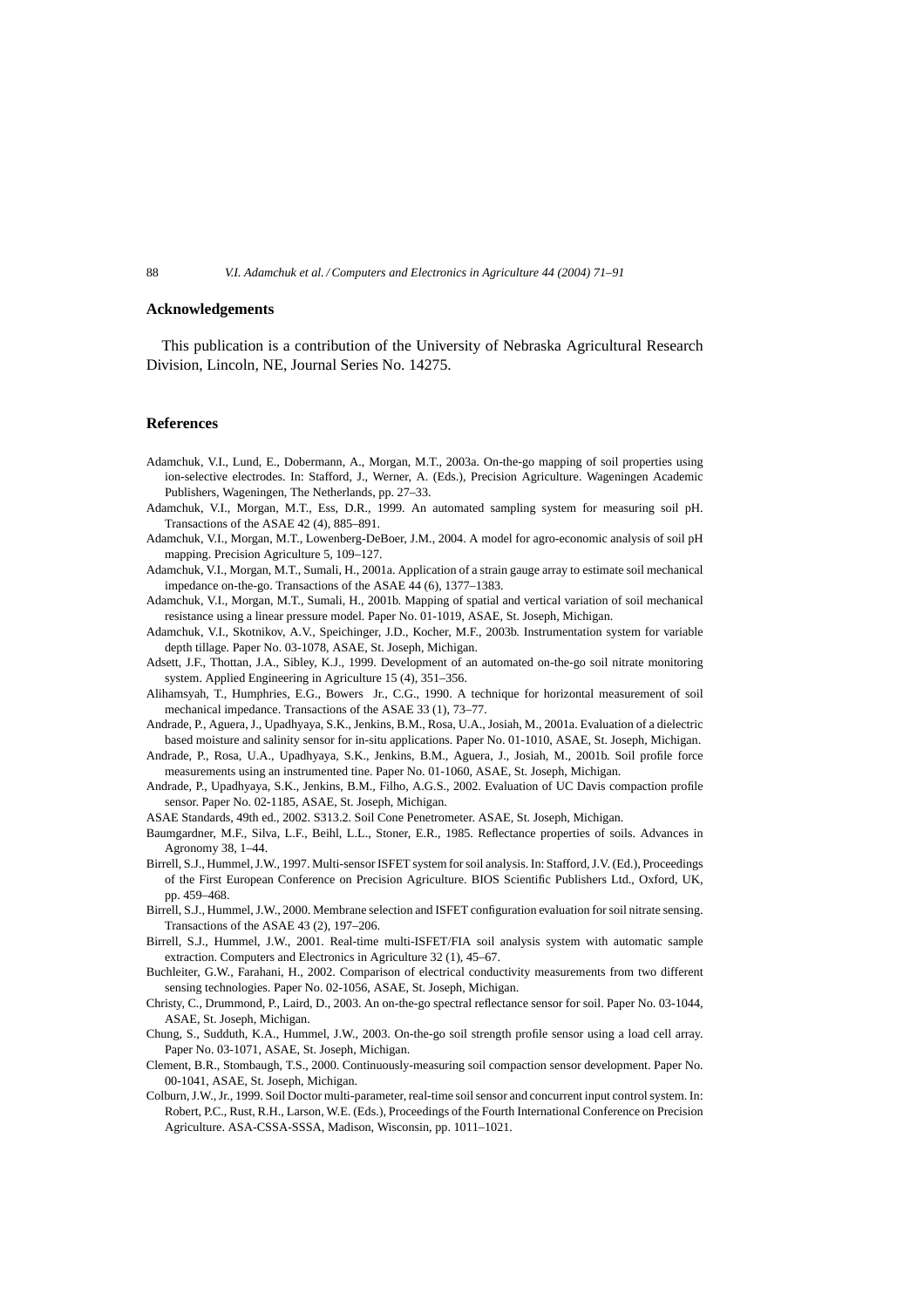## Acknowledgements

This publication is a contribution of the University of Nebraska Agricultural Research Division, Lincoln, NE, Journal Series No. 14275.

## References

Adamchuk, V.I., Lund, E., Dobermann, A., Morgan, M.T., 2003a. On-the-go mapping of soil properties using ion-selective electrodes. In: Stafford, J., Werner, A. (Eds.), Precision Agriculture. Wageningen Academic Publishers, Wageningen, The Netherlands, pp. 27–33.

Adamchuk, V.I., Morgan, M.T., Ess, D.R., 1999. An automated sampling system for measuring soil pH. Transactions of the ASAE 42 (4), 885–891.

Adamchuk, V.I., Morgan, M.T., Lowenberg-DeBoer, J.M., 2004. A model for agro-economic analysis of soil pH mapping. Precision Agriculture 5, 109–127.

Adamchuk, V.I., Morgan, M.T., Sumali, H., 2001a. Application of a strain gauge array to estimate soil mechanical impedance on-the-go. Transactions of the ASAE 44 (6), 1377–1383.

Adamchuk, V.I., Morgan, M.T., Sumali, H., 2001b. Mapping of spatial and vertical variation of soil mechanical resistance using a linear pressure model. Paper No. 01-1019, ASAE, St. Joseph, Michigan.

Adamchuk, V.I., Skotnikov, A.V., Speichinger, J.D., Kocher, M.F., 2003b. Instrumentation system for variable depth tillage. Paper No. 03-1078, ASAE, St. Joseph, Michigan.

Adsett, J.F., Thottan, J.A., Sibley, K.J., 1999. Development of an automated on-the-go soil nitrate monitoring system. Applied Engineering in Agriculture 15 (4), 351–356.

Alihamsyah, T., Humphries, E.G., Bowers Jr., C.G., 1990. A technique for horizontal measurement of soil mechanical impedance. Transactions of the ASAE 33 (1), 73–77.

Andrade, P., Aguera, J., Upadhyaya, S.K., Jenkins, B.M., Rosa, U.A., Josiah, M., 2001a. Evaluation of a dielectric based moisture and salinity sensor for in-situ applications. Paper No. 01-1010, ASAE, St. Joseph, Michigan.

Andrade, P., Rosa, U.A., Upadhyaya, S.K., Jenkins, B.M., Aguera, J., Josiah, M., 2001b. Soil profile force measurements using an instrumented tine. Paper No. 01-1060, ASAE, St. Joseph, Michigan.

Andrade, P., Upadhyaya, S.K., Jenkins, B.M., Filho, A.G.S., 2002. Evaluation of UC Davis compaction profile sensor. Paper No. 02-1185, ASAE, St. Joseph, Michigan.

ASAE Standards, 49th ed., 2002. S313.2. Soil Cone Penetrometer. ASAE, St. Joseph, Michigan.

Baumgardner, M.F., Silva, L.F., Beihl, L.L., Stoner, E.R., 1985. Reflectance properties of soils. Advances in Agronomy 38, 1–44.

Birrell, S.J., Hummel, J.W., 1997. Multi-sensor ISFET system for soil analysis. In: Stafford, J.V. (Ed.), Proceedings of the First European Conference on Precision Agriculture. BIOS Scientific Publishers Ltd., Oxford, UK, pp. 459–468.

Birrell, S.J., Hummel, J.W., 2000. Membrane selection and ISFET configuration evaluation for soil nitrate sensing. Transactions of the ASAE 43 (2), 197–206.

Birrell, S.J., Hummel, J.W., 2001. Real-time multi-ISFET/FIA soil analysis system with automatic sample extraction. Computers and Electronics in Agriculture 32 (1), 45–67.

Buchleiter, G.W., Farahani, H., 2002. Comparison of electrical conductivity measurements from two different sensing technologies. Paper No. 02-1056, ASAE, St. Joseph, Michigan.

Christy, C., Drummond, P., Laird, D., 2003. An on-the-go spectral reflectance sensor for soil. Paper No. 03-1044, ASAE, St. Joseph, Michigan.

Chung, S., Sudduth, K.A., Hummel, J.W., 2003. On-the-go soil strength profile sensor using a load cell array. Paper No. 03-1071, ASAE, St. Joseph, Michigan.

Clement, B.R., Stombaugh, T.S., 2000. Continuously-measuring soil compaction sensor development. Paper No. 00-1041, ASAE, St. Joseph, Michigan.

Colburn, J.W., Jr., 1999. Soil Doctor multi-parameter, real-time soil sensor and concurrent input control system. In: Robert, P.C., Rust, R.H., Larson, W.E. (Eds.), Proceedings of the Fourth International Conference on Precision Agriculture. ASA-CSSA-SSSA, Madison, Wisconsin, pp. 1011–1021.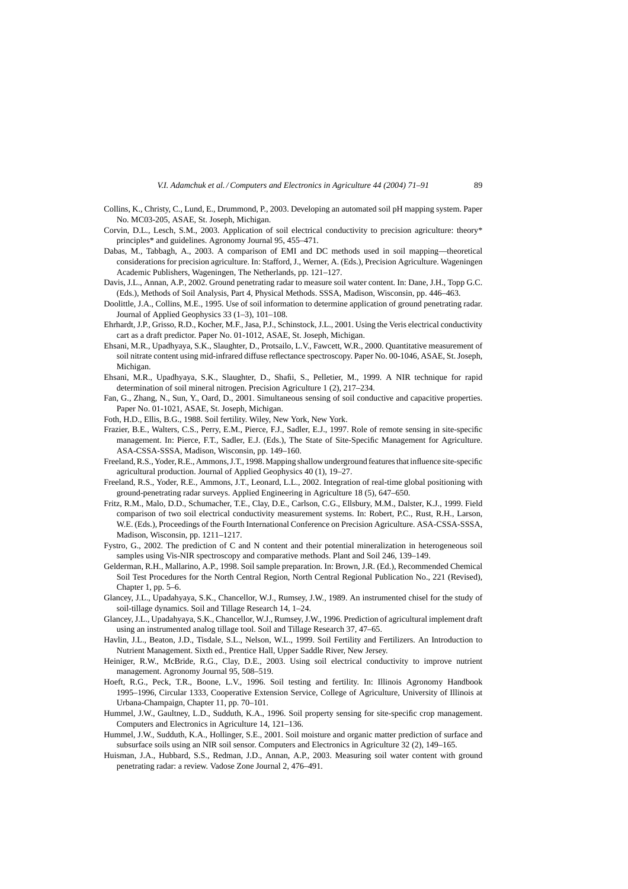Collins, K., Christy, C., Lund, E., Drummond, P., 2003. Developing an automated soil pH mapping system. Paper No. MC03-205, ASAE, St. Joseph, Michigan.

Corvin, D.L., Lesch, S.M., 2003. Application of soil electrical conductivity to precision agriculture: theory* principles* and guidelines. Agronomy Journal 95, 455–471.

Dabas, M., Tabbagh, A., 2003. A comparison of EMI and DC methods used in soil mapping—theoretical considerations for precision agriculture. In: Stafford, J., Werner, A. (Eds.), Precision Agriculture. Wageningen Academic Publishers, Wageningen, The Netherlands, pp. 121–127.

Davis, J.L., Annan, A.P., 2002. Ground penetrating radar to measure soil water content. In: Dane, J.H., Topp G.C. (Eds.), Methods of Soil Analysis, Part 4, Physical Methods. SSSA, Madison, Wisconsin, pp. 446–463.

Doolittle, J.A., Collins, M.E., 1995. Use of soil information to determine application of ground penetrating radar. Journal of Applied Geophysics 33 (1–3), 101–108.

Ehrhardt, J.P., Grisso, R.D., Kocher, M.F., Jasa, P.J., Schinstock, J.L., 2001. Using the Veris electrical conductivity cart as a draft predictor. Paper No. 01-1012, ASAE, St. Joseph, Michigan.

Ehsani, M.R., Upadhyaya, S.K., Slaughter, D., Protsailo, L.V., Fawcett, W.R., 2000. Quantitative measurement of soil nitrate content using mid-infrared diffuse reflectance spectroscopy. Paper No. 00-1046, ASAE, St. Joseph, Michigan.

Ehsani, M.R., Upadhyaya, S.K., Slaughter, D., Shafii, S., Pelletier, M., 1999. A NIR technique for rapid determination of soil mineral nitrogen. Precision Agriculture 1 (2), 217–234.

Fan, G., Zhang, N., Sun, Y., Oard, D., 2001. Simultaneous sensing of soil conductive and capacitive properties. Paper No. 01-1021, ASAE, St. Joseph, Michigan.

Foth, H.D., Ellis, B.G., 1988. Soil fertility. Wiley, New York, New York.

Frazier, B.E., Walters, C.S., Perry, E.M., Pierce, F.J., Sadler, E.J., 1997. Role of remote sensing in site-specific management. In: Pierce, F.T., Sadler, E.J. (Eds.), The State of Site-Specific Management for Agriculture. ASA-CSSA-SSSA, Madison, Wisconsin, pp. 149–160.

Freeland, R.S., Yoder, R.E., Ammons, J.T., 1998. Mapping shallow underground features that influence site-specific agricultural production. Journal of Applied Geophysics 40 (1), 19–27.

Freeland, R.S., Yoder, R.E., Ammons, J.T., Leonard, L.L., 2002. Integration of real-time global positioning with ground-penetrating radar surveys. Applied Engineering in Agriculture 18 (5), 647–650.

Fritz, R.M., Malo, D.D., Schumacher, T.E., Clay, D.E., Carlson, C.G., Ellsbury, M.M., Dalster, K.J., 1999. Field comparison of two soil electrical conductivity measurement systems. In: Robert, P.C., Rust, R.H., Larson, W.E. (Eds.), Proceedings of the Fourth International Conference on Precision Agriculture. ASA-CSSA-SSSA, Madison, Wisconsin, pp. 1211–1217.

Fystro, G., 2002. The prediction of C and N content and their potential mineralization in heterogeneous soil samples using Vis-NIR spectroscopy and comparative methods. Plant and Soil 246, 139–149.

Gelderman, R.H., Mallarino, A.P., 1998. Soil sample preparation. In: Brown, J.R. (Ed.), Recommended Chemical Soil Test Procedures for the North Central Region, North Central Regional Publication No., 221 (Revised), Chapter 1, pp. 5–6.

Glancey, J.L., Upadahyaya, S.K., Chancellor, W.J., Rumsey, J.W., 1989. An instrumented chisel for the study of soil-tillage dynamics. Soil and Tillage Research 14, 1–24.

Glancey, J.L., Upadahyaya, S.K., Chancellor, W.J., Rumsey, J.W., 1996. Prediction of agricultural implement draft using an instrumented analog tillage tool. Soil and Tillage Research 37, 47–65.

Havlin, J.L., Beaton, J.D., Tisdale, S.L., Nelson, W.L., 1999. Soil Fertility and Fertilizers. An Introduction to Nutrient Management. Sixth ed., Prentice Hall, Upper Saddle River, New Jersey.

Heiniger, R.W., McBride, R.G., Clay, D.E., 2003. Using soil electrical conductivity to improve nutrient management. Agronomy Journal 95, 508–519.

Hoeft, R.G., Peck, T.R., Boone, L.V., 1996. Soil testing and fertility. In: Illinois Agronomy Handbook 1995–1996, Circular 1333, Cooperative Extension Service, College of Agriculture, University of Illinois at Urbana-Champaign, Chapter 11, pp. 70–101.

Hummel, J.W., Gaultney, L.D., Sudduth, K.A., 1996. Soil property sensing for site-specific crop management. Computers and Electronics in Agriculture 14, 121–136.

Hummel, J.W., Sudduth, K.A., Hollinger, S.E., 2001. Soil moisture and organic matter prediction of surface and subsurface soils using an NIR soil sensor. Computers and Electronics in Agriculture 32 (2), 149–165.

Huisman, J.A., Hubbard, S.S., Redman, J.D., Annan, A.P., 2003. Measuring soil water content with ground penetrating radar: a review. Vadose Zone Journal 2, 476–491.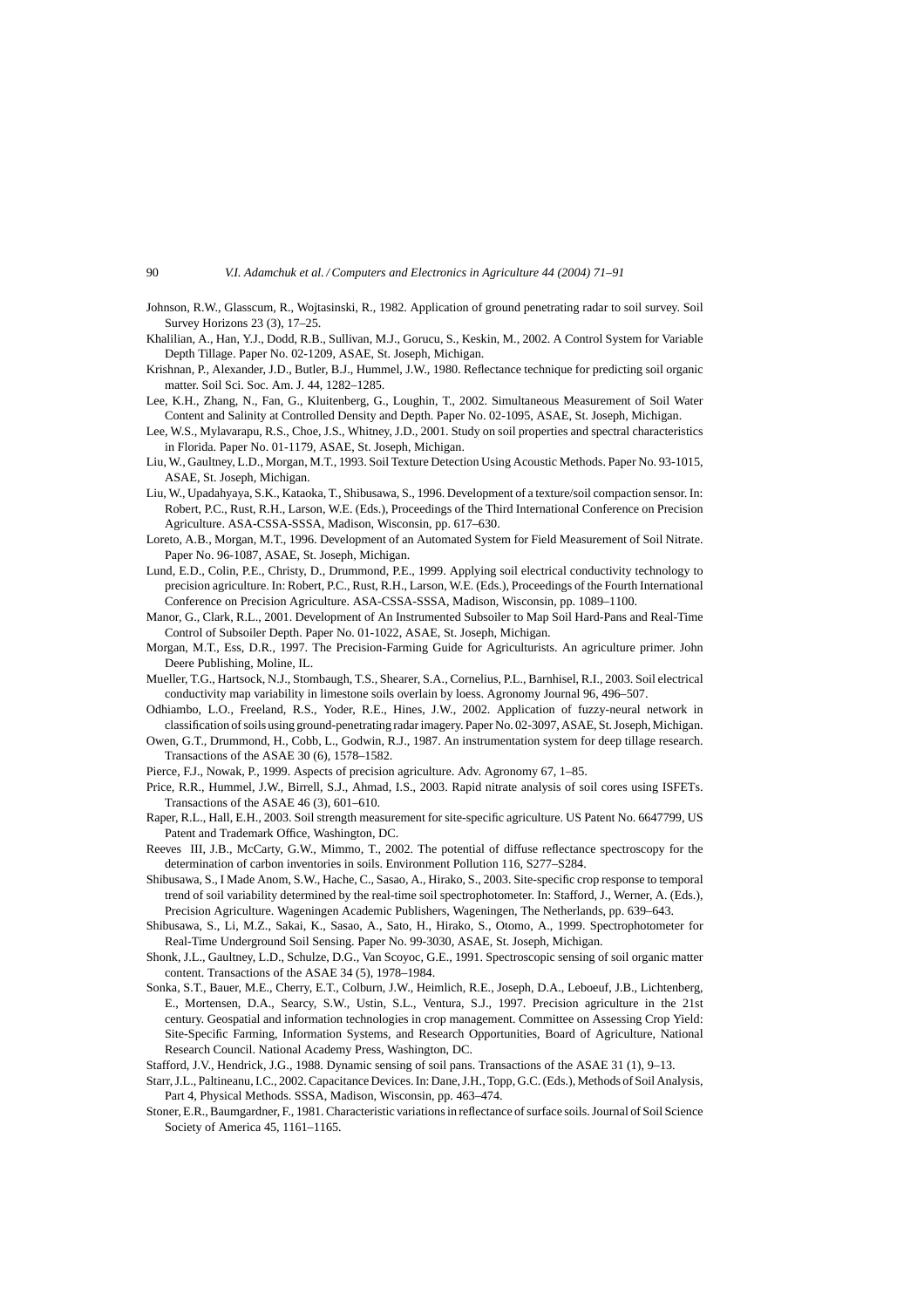Johnson, R.W., Glasscum, R., Wojtasinski, R., 1982. Application of ground penetrating radar to soil survey. Soil Survey Horizons 23 (3), 17–25.

Khalilian, A., Han, Y.J., Dodd, R.B., Sullivan, M.J., Gorucu, S., Keskin, M., 2002. A Control System for Variable Depth Tillage. Paper No. 02-1209, ASAE, St. Joseph, Michigan.

Krishnan, P., Alexander, J.D., Butler, B.J., Hummel, J.W., 1980. Reflectance technique for predicting soil organic matter. Soil Sci. Soc. Am. J. 44, 1282–1285.

Lee, K.H., Zhang, N., Fan, G., Kluitenberg, G., Loughin, T., 2002. Simultaneous Measurement of Soil Water Content and Salinity at Controlled Density and Depth. Paper No. 02-1095, ASAE, St. Joseph, Michigan.

Lee, W.S., Mylavarapu, R.S., Choe, J.S., Whitney, J.D., 2001. Study on soil properties and spectral characteristics in Florida. Paper No. 01-1179, ASAE, St. Joseph, Michigan.

Liu, W., Gaultney, L.D., Morgan, M.T., 1993. Soil Texture Detection Using Acoustic Methods. Paper No. 93-1015, ASAE, St. Joseph, Michigan.

Liu, W., Upadahyaya, S.K., Kataoka, T., Shibusawa, S., 1996. Development of a texture/soil compaction sensor. In: Robert, P.C., Rust, R.H., Larson, W.E. (Eds.), Proceedings of the Third International Conference on Precision Agriculture. ASA-CSSA-SSSA, Madison, Wisconsin, pp. 617–630.

Loreto, A.B., Morgan, M.T., 1996. Development of an Automated System for Field Measurement of Soil Nitrate. Paper No. 96-1087, ASAE, St. Joseph, Michigan.

Lund, E.D., Colin, P.E., Christy, D., Drummond, P.E., 1999. Applying soil electrical conductivity technology to precision agriculture. In: Robert, P.C., Rust, R.H., Larson, W.E. (Eds.), Proceedings of the Fourth International Conference on Precision Agriculture. ASA-CSSA-SSSA, Madison, Wisconsin, pp. 1089–1100.

Manor, G., Clark, R.L., 2001. Development of An Instrumented Subsoiler to Map Soil Hard-Pans and Real-Time Control of Subsoiler Depth. Paper No. 01-1022, ASAE, St. Joseph, Michigan.

Morgan, M.T., Ess, D.R., 1997. The Precision-Farming Guide for Agriculturists. An agriculture primer. John Deere Publishing, Moline, IL.

Mueller, T.G., Hartsock, N.J., Stombaugh, T.S., Shearer, S.A., Cornelius, P.L., Barnhisel, R.I., 2003. Soil electrical conductivity map variability in limestone soils overlain by loess. Agronomy Journal 96, 496–507.

Odhiambo, L.O., Freeland, R.S., Yoder, R.E., Hines, J.W., 2002. Application of fuzzy-neural network in classification of soils using ground-penetrating radar imagery. Paper No. 02-3097, ASAE, St. Joseph, Michigan.

Owen, G.T., Drummond, H., Cobb, L., Godwin, R.J., 1987. An instrumentation system for deep tillage research. Transactions of the ASAE 30 (6), 1578–1582.

Pierce, F.J., Nowak, P., 1999. Aspects of precision agriculture. Adv. Agronomy 67, 1–85.

Price, R.R., Hummel, J.W., Birrell, S.J., Ahmad, I.S., 2003. Rapid nitrate analysis of soil cores using ISFETs. Transactions of the ASAE 46 (3), 601–610.

Raper, R.L., Hall, E.H., 2003. Soil strength measurement for site-specific agriculture. US Patent No. 6647799, US Patent and Trademark Office, Washington, DC.

Reeves III, J.B., McCarty, G.W., Mimmo, T., 2002. The potential of diffuse reflectance spectroscopy for the determination of carbon inventories in soils. Environment Pollution 116, S277–S284.

Shibusawa, S., I Made Anom, S.W., Hache, C., Sasao, A., Hirako, S., 2003. Site-specific crop response to temporal trend of soil variability determined by the real-time soil spectrophotometer. In: Stafford, J., Werner, A. (Eds.), Precision Agriculture. Wageningen Academic Publishers, Wageningen, The Netherlands, pp. 639–643.

Shibusawa, S., Li, M.Z., Sakai, K., Sasao, A., Sato, H., Hirako, S., Otomo, A., 1999. Spectrophotometer for Real-Time Underground Soil Sensing. Paper No. 99-3030, ASAE, St. Joseph, Michigan.

Shonk, J.L., Gaultney, L.D., Schulze, D.G., Van Scoyoc, G.E., 1991. Spectroscopic sensing of soil organic matter content. Transactions of the ASAE 34 (5), 1978–1984.

Sonka, S.T., Bauer, M.E., Cherry, E.T., Colburn, J.W., Heimlich, R.E., Joseph, D.A., Leboeuf, J.B., Lichtenberg, E., Mortensen, D.A., Searcy, S.W., Ustin, S.L., Ventura, S.J., 1997. Precision agriculture in the 21st century. Geospatial and information technologies in crop management. Committee on Assessing Crop Yield: Site-Specific Farming, Information Systems, and Research Opportunities, Board of Agriculture, National Research Council. National Academy Press, Washington, DC.

Stafford, J.V., Hendrick, J.G., 1988. Dynamic sensing of soil pans. Transactions of the ASAE 31 (1), 9–13.

Starr, J.L., Paltineanu, I.C., 2002. Capacitance Devices. In: Dane, J.H., Topp, G.C. (Eds.), Methods of Soil Analysis, Part 4, Physical Methods. SSSA, Madison, Wisconsin, pp. 463–474.

Stoner, E.R., Baumgardner, F., 1981. Characteristic variations in reflectance of surface soils. Journal of Soil Science Society of America 45, 1161–1165.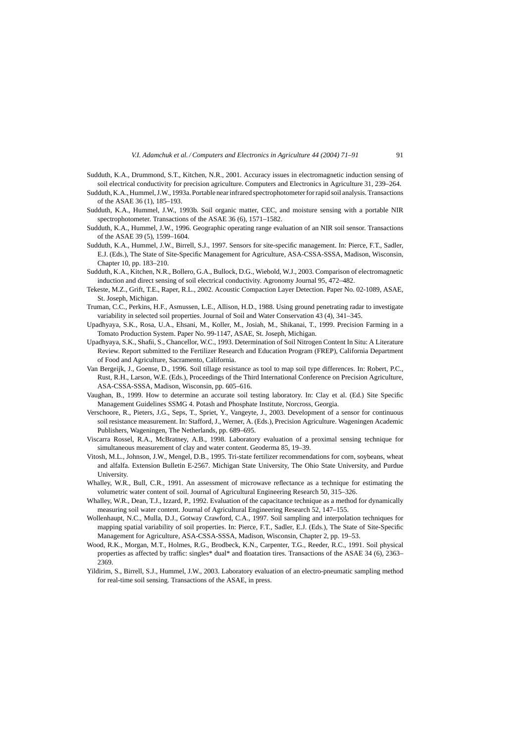Sudduth, K.A., Drummond, S.T., Kitchen, N.R., 2001. Accuracy issues in electromagnetic induction sensing of soil electrical conductivity for precision agriculture. Computers and Electronics in Agriculture 31, 239–264.

Sudduth, K.A., Hummel, J.W., 1993a. Portable near infrared spectrophotometer for rapid soil analysis. Transactions of the ASAE 36 (1), 185–193.

Sudduth, K.A., Hummel, J.W., 1993b. Soil organic matter, CEC, and moisture sensing with a portable NIR spectrophotometer. Transactions of the ASAE 36 (6), 1571–1582.

Sudduth, K.A., Hummel, J.W., 1996. Geographic operating range evaluation of an NIR soil sensor. Transactions of the ASAE 39 (5), 1599–1604.

Sudduth, K.A., Hummel, J.W., Birrell, S.J., 1997. Sensors for site-specific management. In: Pierce, F.T., Sadler, E.J. (Eds.), The State of Site-Specific Management for Agriculture, ASA-CSSA-SSSA, Madison, Wisconsin, Chapter 10, pp. 183–210.

Sudduth, K.A., Kitchen, N.R., Bollero, G.A., Bullock, D.G., Wiebold, W.J., 2003. Comparison of electromagnetic induction and direct sensing of soil electrical conductivity. Agronomy Journal 95, 472–482.

Tekeste, M.Z., Grift, T.E., Raper, R.L., 2002. Acoustic Compaction Layer Detection. Paper No. 02-1089, ASAE, St. Joseph, Michigan.

Truman, C.C., Perkins, H.F., Asmussen, L.E., Allison, H.D., 1988. Using ground penetrating radar to investigate variability in selected soil properties. Journal of Soil and Water Conservation 43 (4), 341–345.

Upadhyaya, S.K., Rosa, U.A., Ehsani, M., Koller, M., Josiah, M., Shikanai, T., 1999. Precision Farming in a Tomato Production System. Paper No. 99-1147, ASAE, St. Joseph, Michigan.

Upadhyaya, S.K., Shafii, S., Chancellor, W.C., 1993. Determination of Soil Nitrogen Content In Situ: A Literature Review. Report submitted to the Fertilizer Research and Education Program (FREP), California Department of Food and Agriculture, Sacramento, California.

Van Bergeijk, J., Goense, D., 1996. Soil tillage resistance as tool to map soil type differences. In: Robert, P.C., Rust, R.H., Larson, W.E. (Eds.), Proceedings of the Third International Conference on Precision Agriculture, ASA-CSSA-SSSA, Madison, Wisconsin, pp. 605–616.

Vaughan, B., 1999. How to determine an accurate soil testing laboratory. In: Clay et al. (Ed.) Site Specific Management Guidelines SSMG 4. Potash and Phosphate Institute, Norcross, Georgia.

Verschoore, R., Pieters, J.G., Seps, T., Spriet, Y., Vangeyte, J., 2003. Development of a sensor for continuous soil resistance measurement. In: Stafford, J., Werner, A. (Eds.), Precision Agriculture. Wageningen Academic Publishers, Wageningen, The Netherlands, pp. 689–695.

Viscarra Rossel, R.A., McBratney, A.B., 1998. Laboratory evaluation of a proximal sensing technique for simultaneous measurement of clay and water content. Geoderma 85, 19–39.

Vitosh, M.L., Johnson, J.W., Mengel, D.B., 1995. Tri-state fertilizer recommendations for corn, soybeans, wheat and alfalfa. Extension Bulletin E-2567. Michigan State University, The Ohio State University, and Purdue University.

Whalley, W.R., Bull, C.R., 1991. An assessment of microwave reflectance as a technique for estimating the volumetric water content of soil. Journal of Agricultural Engineering Research 50, 315–326.

Whalley, W.R., Dean, T.J., Izzard, P., 1992. Evaluation of the capacitance technique as a method for dynamically measuring soil water content. Journal of Agricultural Engineering Research 52, 147–155.

Wollenhaupt, N.C., Mulla, D.J., Gotway Crawford, C.A., 1997. Soil sampling and interpolation techniques for mapping spatial variability of soil properties. In: Pierce, F.T., Sadler, E.J. (Eds.), The State of Site-Specific Management for Agriculture, ASA-CSSA-SSSA, Madison, Wisconsin, Chapter 2, pp. 19–53.

Wood, R.K., Morgan, M.T., Holmes, R.G., Brodbeck, K.N., Carpenter, T.G., Reeder, R.C., 1991. Soil physical properties as affected by traffic: singles* dual* and floatation tires. Transactions of the ASAE 34 (6), 2363–2369.

Yildirim, S., Birrell, S.J., Hummel, J.W., 2003. Laboratory evaluation of an electro-pneumatic sampling method for real-time soil sensing. Transactions of the ASAE, in press.